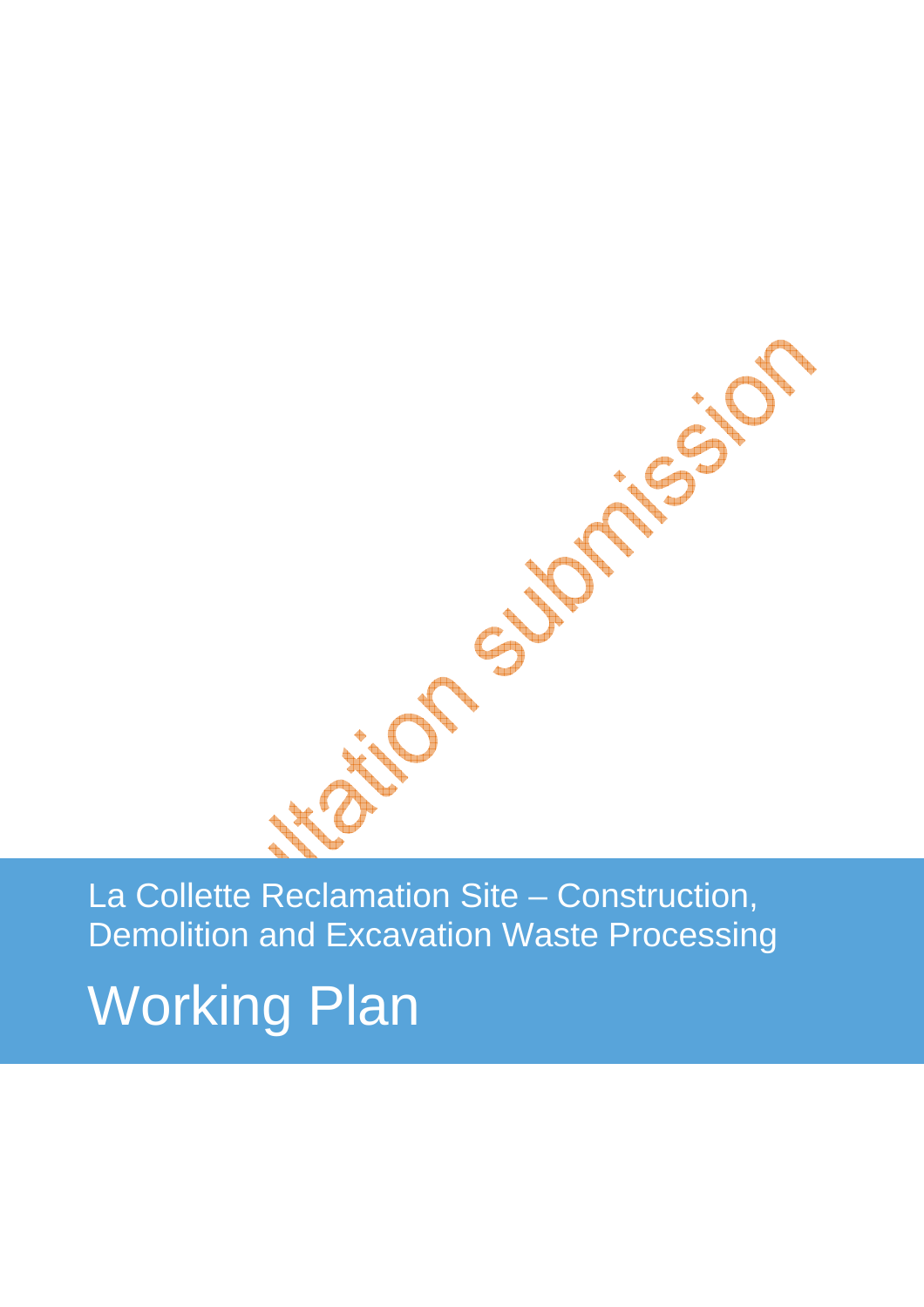La Collette Reclamation Site – Construction, Demolition and Excavation Waste Processing

# Working Plan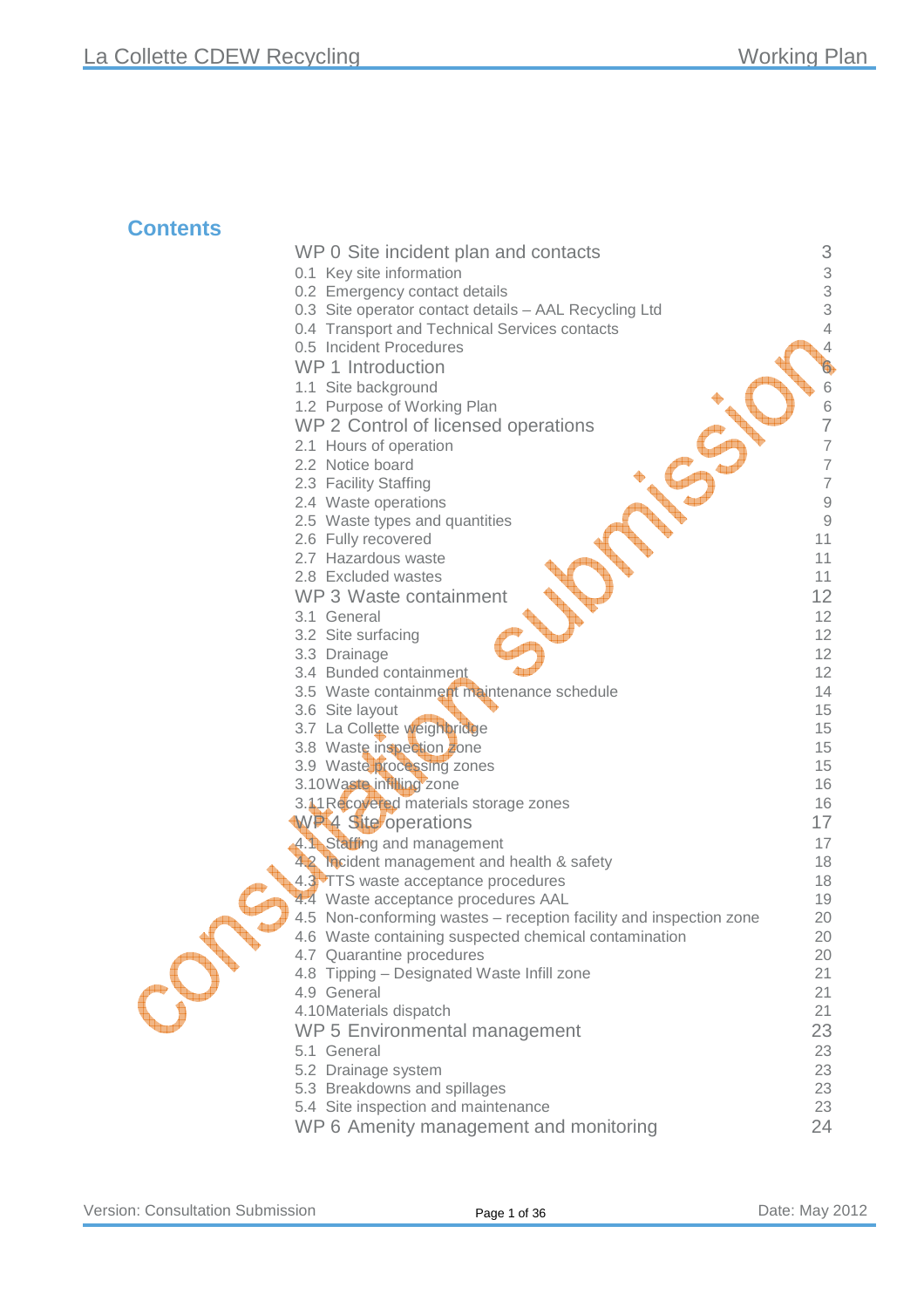## Contents

| | |
|---|---|
| WP 0 Site incident plan and contacts | 3 |
| 0.1 Key site information | 3 |
| 0.2 Emergency contact details | 3 |
| 0.3 Site operator contact details – AAL Recycling Ltd | 3 |
| 0.4 Transport and Technical Services contacts | 4 |
| 0.5 Incident Procedures | 4 |
| WP 1 Introduction | 6 |
| 1.1 Site background | 6 |
| 1.2 Purpose of Working Plan | 6 |
| WP 2 Control of licensed operations | 7 |
| 2.1 Hours of operation | 7 |
| 2.2 Notice board | 7 |
| 2.3 Facility Staffing | 7 |
| 2.4 Waste operations | 9 |
| 2.5 Waste types and quantities | 9 |
| 2.6 Fully recovered | 11 |
| 2.7 Hazardous waste | 11 |
| 2.8 Excluded wastes | 11 |
| WP 3 Waste containment | 12 |
| 3.1 General | 12 |
| 3.2 Site surfacing | 12 |
| 3.3 Drainage | 12 |
| 3.4 Bunded containment | 12 |
| 3.5 Waste containment maintenance schedule | 14 |
| 3.6 Site layout | 15 |
| 3.7 La Collette weighbridge | 15 |
| 3.8 Waste inspection zone | 15 |
| 3.9 Waste processing zones | 15 |
| 3.10 Waste infilling zone | 16 |
| 3.11 Recovered materials storage zones | 16 |
| WP 4 Site operations | 17 |
| 4.1 Staffing and management | 17 |
| 4.2 Incident management and health & safety | 18 |
| 4.3 TTS waste acceptance procedures | 18 |
| 4.4 Waste acceptance procedures AAL | 19 |
| 4.5 Non-conforming wastes – reception facility and inspection zone | 20 |
| 4.6 Waste containing suspected chemical contamination | 20 |
| 4.7 Quarantine procedures | 20 |
| 4.8 Tipping – Designated Waste Infill zone | 21 |
| 4.9 General | 21 |
| 4.10 Materials dispatch | 21 |
| WP 5 Environmental management | 23 |
| 5.1 General | 23 |
| 5.2 Drainage system | 23 |
| 5.3 Breakdowns and spillages | 23 |
| 5.4 Site inspection and maintenance | 23 |
| WP 6 Amenity management and monitoring | 24 |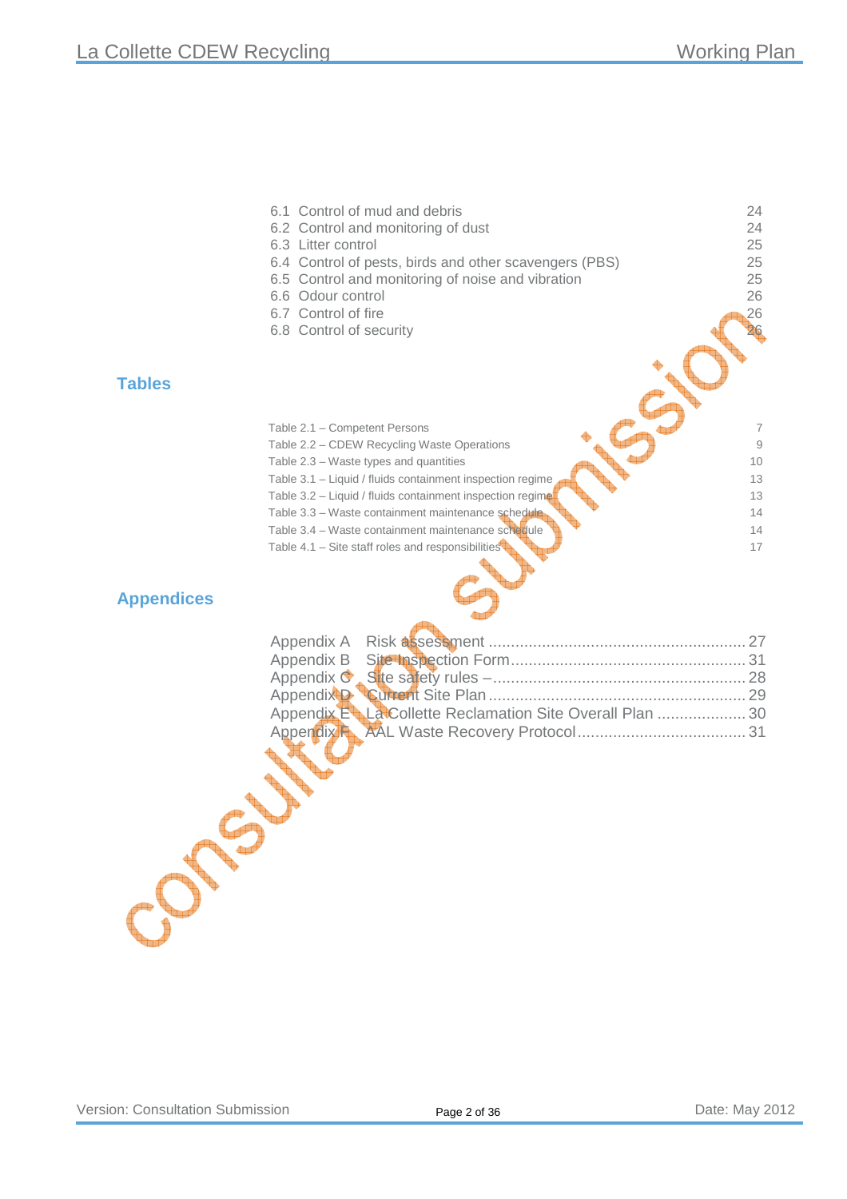6.1 Control of mud and debris 24
6.2 Control and monitoring of dust 24
6.3 Litter control 25
6.4 Control of pests, birds and other scavengers (PBS) 25
6.5 Control and monitoring of noise and vibration 25
6.6 Odour control 26
6.7 Control of fire 26
6.8 Control of security 26

## Tables

Table 2.1 – Competent Persons 7
Table 2.2 – CDEW Recycling Waste Operations 9
Table 2.3 – Waste types and quantities 10
Table 3.1 – Liquid / fluids containment inspection regime 13
Table 3.2 – Liquid / fluids containment inspection regime 13
Table 3.3 – Waste containment maintenance schedule 14
Table 3.4 – Waste containment maintenance schedule 14
Table 4.1 – Site staff roles and responsibilities 17

## Appendices

Appendix A Risk assessment ........................................................ 27
Appendix B Site Inspection Form.................................................... 31
Appendix C Site safety rules –........................................................ 28
Appendix D Current Site Plan.......................................................... 29
Appendix E La Collette Reclamation Site Overall Plan .................... 30
Appendix F AAL Waste Recovery Protocol..................................... 31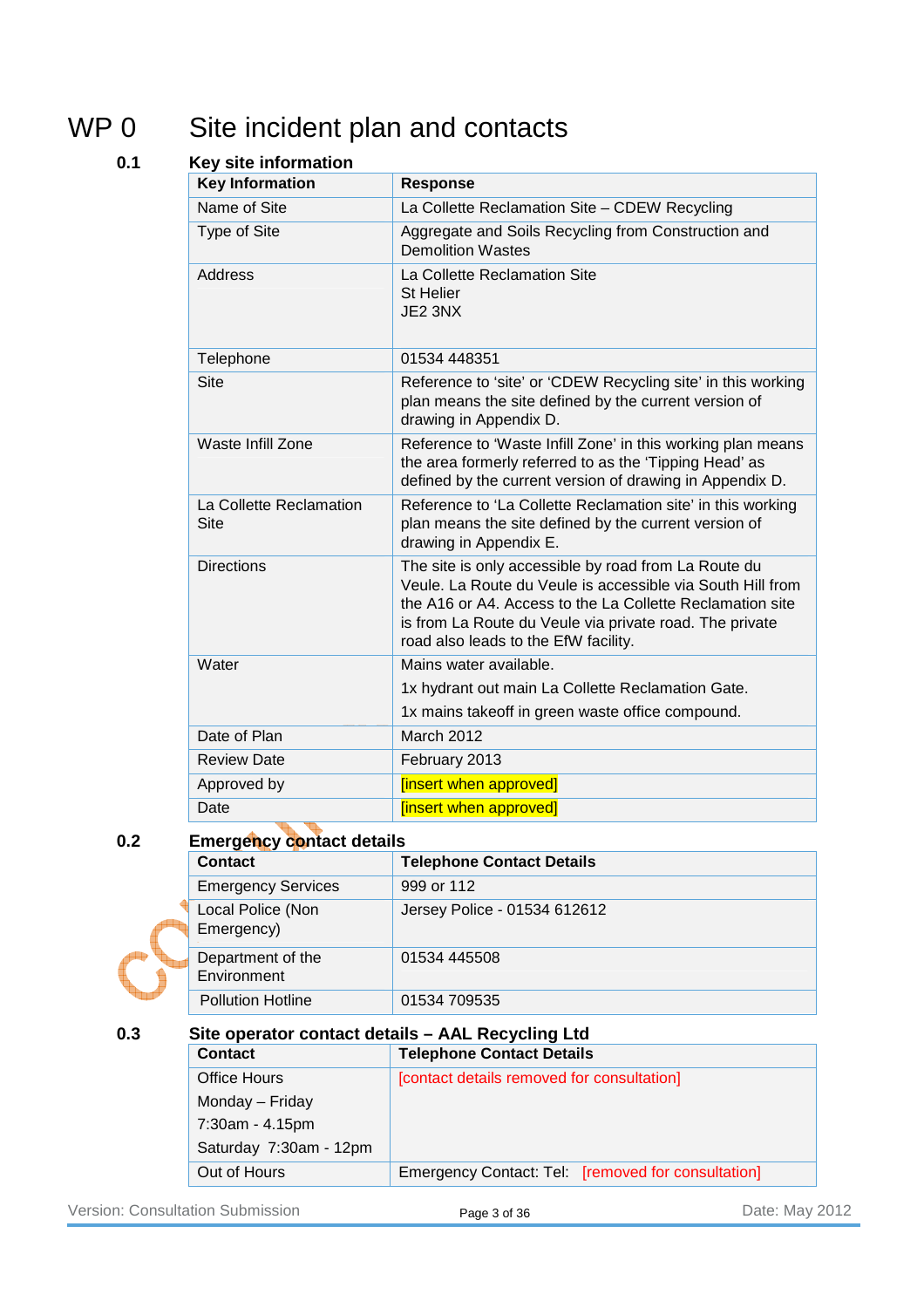# WP 0 Site incident plan and contacts

## 0.1 Key site information

| Key Information | Response |
|---|---|
| Name of Site | La Collette Reclamation Site – CDEW Recycling |
| Type of Site | Aggregate and Soils Recycling from Construction and Demolition Wastes |
| Address | La Collette Reclamation Site<br>St Helier<br>JE2 3NX |
| Telephone | 01534 448351 |
| Site | Reference to 'site' or 'CDEW Recycling site' in this working plan means the site defined by the current version of drawing in Appendix D. |
| Waste Infill Zone | Reference to 'Waste Infill Zone' in this working plan means the area formerly referred to as the 'Tipping Head' as defined by the current version of drawing in Appendix D. |
| La Collette Reclamation Site | Reference to 'La Collette Reclamation site' in this working plan means the site defined by the current version of drawing in Appendix E. |
| Directions | The site is only accessible by road from La Route du Veule. La Route du Veule is accessible via South Hill from the A16 or A4. Access to the La Collette Reclamation site is from La Route du Veule via private road. The private road also leads to the EfW facility. |
| Water | Mains water available.<br>1x hydrant out main La Collette Reclamation Gate.<br>1x mains takeoff in green waste office compound. |
| Date of Plan | March 2012 |
| Review Date | February 2013 |
| Approved by | [insert when approved] |
| Date | [insert when approved] |

## 0.2 Emergency contact details

| Contact | Telephone Contact Details |
|---|---|
| Emergency Services | 999 or 112 |
| Local Police (Non Emergency) | Jersey Police - 01534 612612 |
| Department of the Environment | 01534 445508 |
| Pollution Hotline | 01534 709535 |

## 0.3 Site operator contact details – AAL Recycling Ltd

| Contact | Telephone Contact Details |
|---|---|
| Office Hours<br>Monday – Friday<br>7:30am - 4.15pm<br>Saturday 7:30am - 12pm | [contact details removed for consultation] |
| Out of Hours | Emergency Contact: Tel: [removed for consultation] |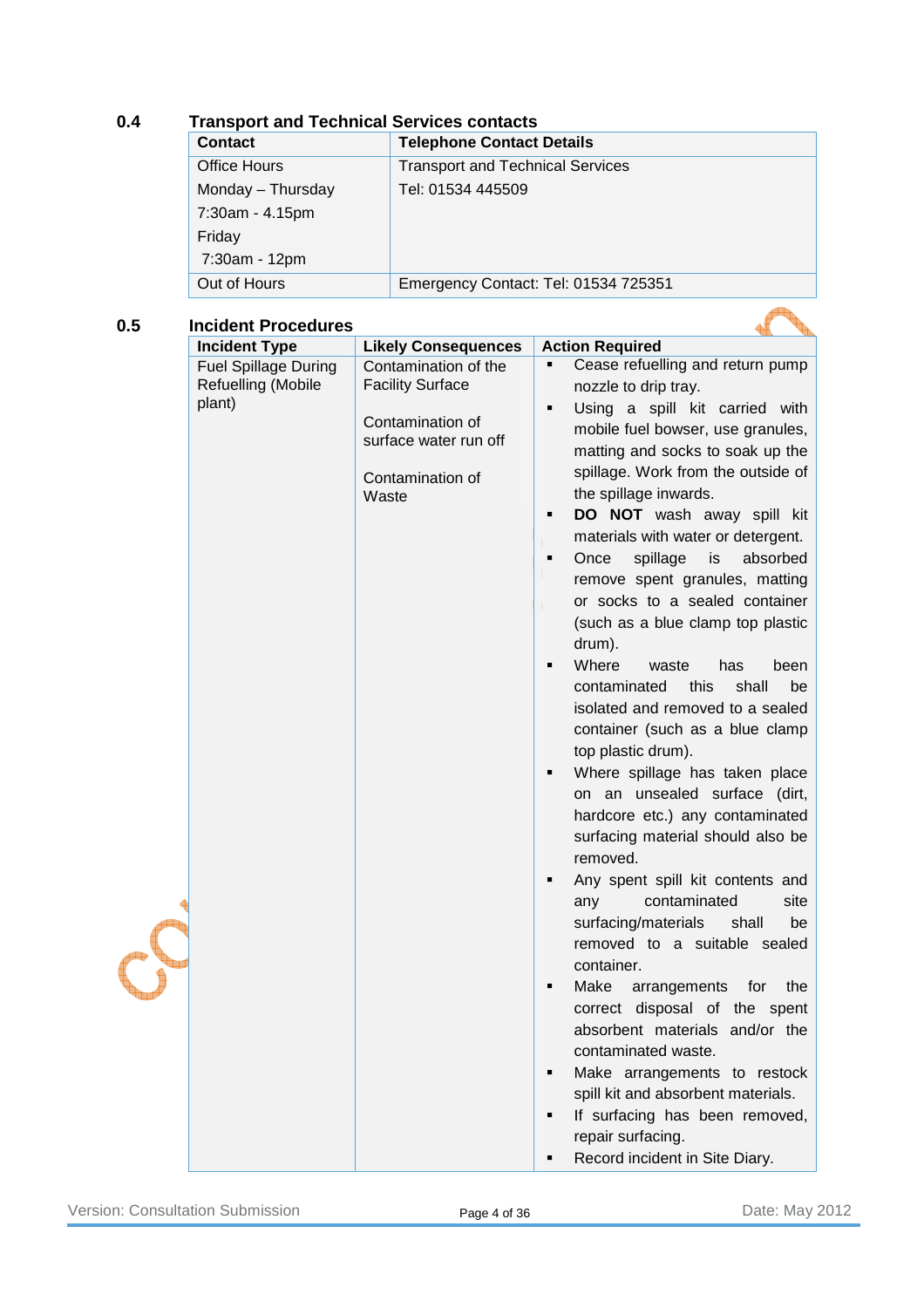## 0.4 Transport and Technical Services contacts

| Contact | Telephone Contact Details |
|---|---|
| Office Hours<br>Monday – Thursday<br>7:30am - 4.15pm<br>Friday<br>7:30am - 12pm | Transport and Technical Services<br>Tel: 01534 445509 |
| Out of Hours | Emergency Contact: Tel: 01534 725351 |

## 0.5 Incident Procedures

| Incident Type | Likely Consequences | Action Required |
|---|---|---|
| Fuel Spillage During Refuelling (Mobile plant) | Contamination of the Facility Surface<br><br>Contamination of surface water run off<br><br>Contamination of Waste | ▪ Cease refuelling and return pump nozzle to drip tray.<br>▪ Using a spill kit carried with mobile fuel bowser, use granules, matting and socks to soak up the spillage. Work from the outside of the spillage inwards.<br>▪ **DO NOT** wash away spill kit materials with water or detergent.<br>▪ Once spillage is absorbed remove spent granules, matting or socks to a sealed container (such as a blue clamp top plastic drum).<br>▪ Where waste has been contaminated this shall be isolated and removed to a sealed container (such as a blue clamp top plastic drum).<br>▪ Where spillage has taken place on an unsealed surface (dirt, hardcore etc.) any contaminated surfacing material should also be removed.<br>▪ Any spent spill kit contents and any contaminated site surfacing/materials shall be removed to a suitable sealed container.<br>▪ Make arrangements for the correct disposal of the spent absorbent materials and/or the contaminated waste.<br>▪ Make arrangements to restock spill kit and absorbent materials.<br>▪ If surfacing has been removed, repair surfacing.<br>▪ Record incident in Site Diary. |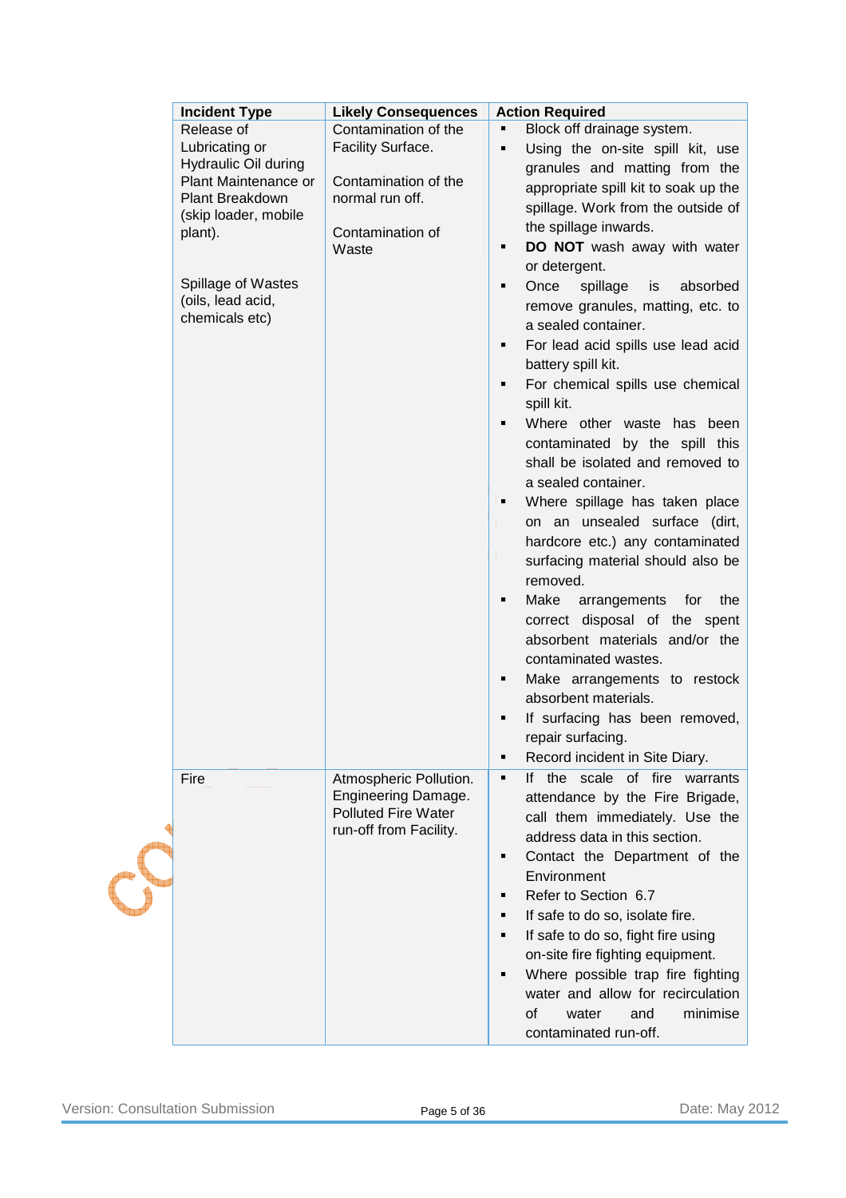| Incident Type | Likely Consequences | Action Required |
| --- | --- | --- |
| Release of Lubricating or Hydraulic Oil during Plant Maintenance or Plant Breakdown (skip loader, mobile plant).<br><br>Spillage of Wastes (oils, lead acid, chemicals etc) | Contamination of the Facility Surface.<br><br>Contamination of the normal run off.<br><br>Contamination of Waste | ▪ Block off drainage system.<br>▪ Using the on-site spill kit, use granules and matting from the appropriate spill kit to soak up the spillage. Work from the outside of the spillage inwards.<br>▪ **DO NOT** wash away with water or detergent.<br>▪ Once spillage is absorbed remove granules, matting, etc. to a sealed container.<br>▪ For lead acid spills use lead acid battery spill kit.<br>▪ For chemical spills use chemical spill kit.<br>▪ Where other waste has been contaminated by the spill this shall be isolated and removed to a sealed container.<br>▪ Where spillage has taken place on an unsealed surface (dirt, hardcore etc.) any contaminated surfacing material should also be removed.<br>▪ Make arrangements for the correct disposal of the spent absorbent materials and/or the contaminated wastes.<br>▪ Make arrangements to restock absorbent materials.<br>▪ If surfacing has been removed, repair surfacing.<br>▪ Record incident in Site Diary. |
| Fire | Atmospheric Pollution.<br>Engineering Damage.<br>Polluted Fire Water run-off from Facility. | ▪ If the scale of fire warrants attendance by the Fire Brigade, call them immediately. Use the address data in this section.<br>▪ Contact the Department of the Environment<br>▪ Refer to Section 6.7<br>▪ If safe to do so, isolate fire.<br>▪ If safe to do so, fight fire using on-site fire fighting equipment.<br>▪ Where possible trap fire fighting water and allow for recirculation of water and minimise contaminated run-off. |

Version: Consultation Submission — Date: May 2012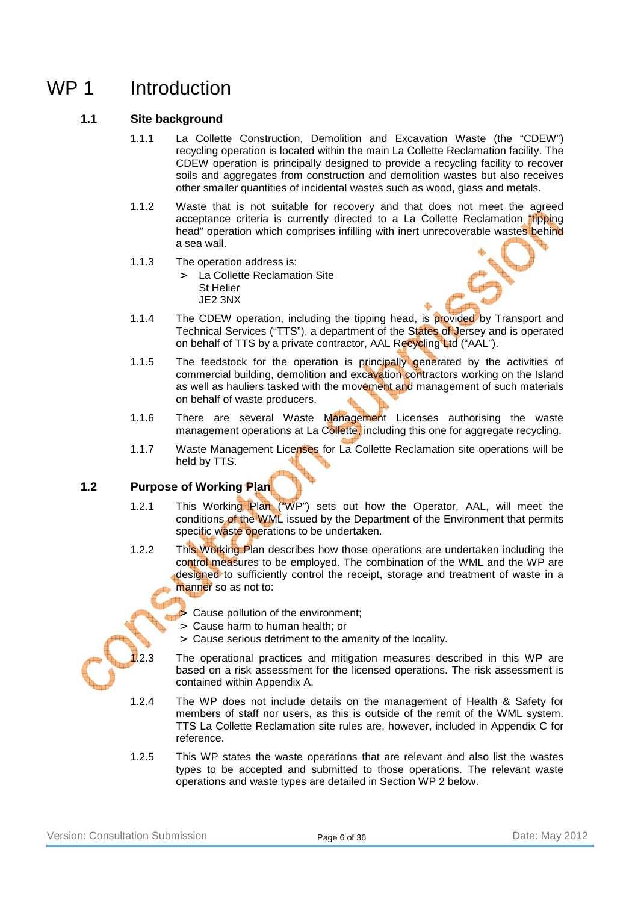# WP 1 Introduction

## 1.1 Site background

1.1.1 La Collette Construction, Demolition and Excavation Waste (the "CDEW") recycling operation is located within the main La Collette Reclamation facility. The CDEW operation is principally designed to provide a recycling facility to recover soils and aggregates from construction and demolition wastes but also receives other smaller quantities of incidental wastes such as wood, glass and metals.

1.1.2 Waste that is not suitable for recovery and that does not meet the agreed acceptance criteria is currently directed to a La Collette Reclamation "tipping head" operation which comprises infilling with inert unrecoverable wastes behind a sea wall.

1.1.3 The operation address is:

> La Collette Reclamation Site
  St Helier
  JE2 3NX

1.1.4 The CDEW operation, including the tipping head, is provided by Transport and Technical Services ("TTS"), a department of the States of Jersey and is operated on behalf of TTS by a private contractor, AAL Recycling Ltd ("AAL").

1.1.5 The feedstock for the operation is principally generated by the activities of commercial building, demolition and excavation contractors working on the Island as well as hauliers tasked with the movement and management of such materials on behalf of waste producers.

1.1.6 There are several Waste Management Licenses authorising the waste management operations at La Collette, including this one for aggregate recycling.

1.1.7 Waste Management Licenses for La Collette Reclamation site operations will be held by TTS.

## 1.2 Purpose of Working Plan

1.2.1 This Working Plan ("WP") sets out how the Operator, AAL, will meet the conditions of the WML issued by the Department of the Environment that permits specific waste operations to be undertaken.

1.2.2 This Working Plan describes how those operations are undertaken including the control measures to be employed. The combination of the WML and the WP are designed to sufficiently control the receipt, storage and treatment of waste in a manner so as not to:

> Cause pollution of the environment;
> Cause harm to human health; or
> Cause serious detriment to the amenity of the locality.

1.2.3 The operational practices and mitigation measures described in this WP are based on a risk assessment for the licensed operations. The risk assessment is contained within Appendix A.

1.2.4 The WP does not include details on the management of Health & Safety for members of staff nor users, as this is outside of the remit of the WML system. TTS La Collette Reclamation site rules are, however, included in Appendix C for reference.

1.2.5 This WP states the waste operations that are relevant and also list the wastes types to be accepted and submitted to those operations. The relevant waste operations and waste types are detailed in Section WP 2 below.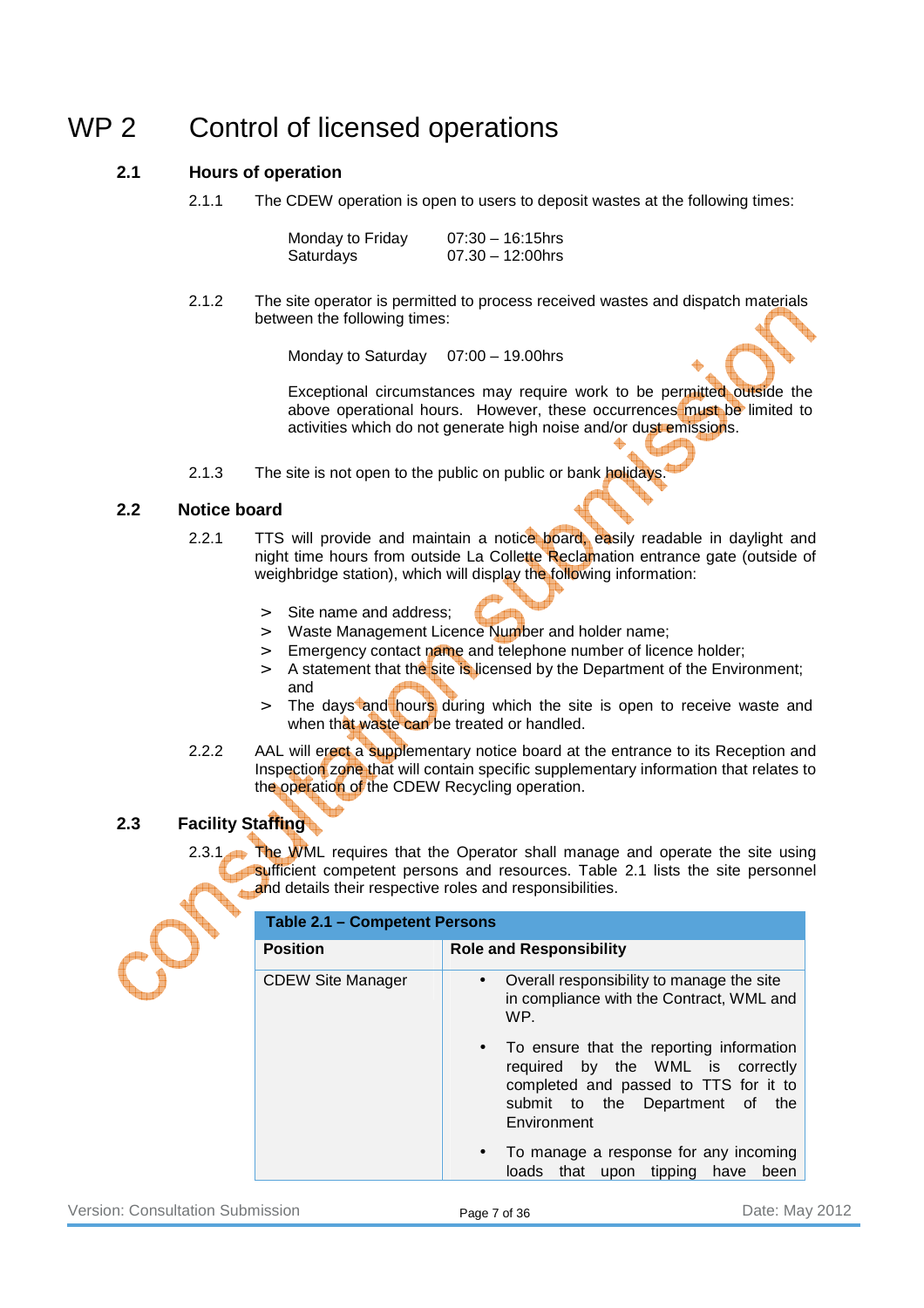# WP 2 Control of licensed operations

## 2.1 Hours of operation

2.1.1 The CDEW operation is open to users to deposit wastes at the following times:

| | |
|---|---|
| Monday to Friday | 07:30 – 16:15hrs |
| Saturdays | 07.30 – 12:00hrs |

2.1.2 The site operator is permitted to process received wastes and dispatch materials between the following times:

| | |
|---|---|
| Monday to Saturday | 07:00 – 19.00hrs |

Exceptional circumstances may require work to be permitted outside the above operational hours. However, these occurrences must be limited to activities which do not generate high noise and/or dust emissions.

2.1.3 The site is not open to the public on public or bank holidays.

## 2.2 Notice board

2.2.1 TTS will provide and maintain a notice board, easily readable in daylight and night time hours from outside La Collette Reclamation entrance gate (outside of weighbridge station), which will display the following information:

> Site name and address;
> Waste Management Licence Number and holder name;
> Emergency contact name and telephone number of licence holder;
> A statement that the site is licensed by the Department of the Environment; and
> The days and hours during which the site is open to receive waste and when that waste can be treated or handled.

2.2.2 AAL will erect a supplementary notice board at the entrance to its Reception and Inspection zone that will contain specific supplementary information that relates to the operation of the CDEW Recycling operation.

## 2.3 Facility Staffing

2.3.1 The WML requires that the Operator shall manage and operate the site using sufficient competent persons and resources. Table 2.1 lists the site personnel and details their respective roles and responsibilities.

**Table 2.1 – Competent Persons**

| Position | Role and Responsibility |
|---|---|
| CDEW Site Manager | • Overall responsibility to manage the site in compliance with the Contract, WML and WP.<br>• To ensure that the reporting information required by the WML is correctly completed and passed to TTS for it to submit to the Department of the Environment<br>• To manage a response for any incoming loads that upon tipping have been |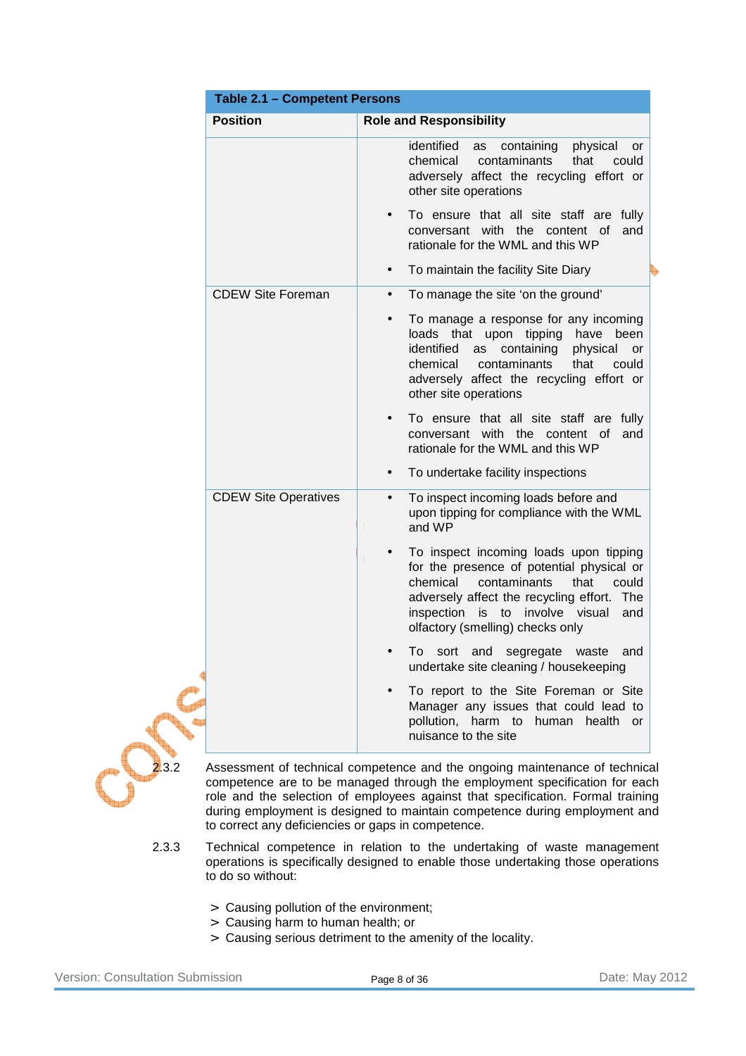**Table 2.1 – Competent Persons**

| Position | Role and Responsibility |
| --- | --- |
| | identified as containing physical or chemical contaminants that could adversely affect the recycling effort or other site operations<br>• To ensure that all site staff are fully conversant with the content of and rationale for the WML and this WP<br>• To maintain the facility Site Diary |
| CDEW Site Foreman | • To manage the site 'on the ground'<br>• To manage a response for any incoming loads that upon tipping have been identified as containing physical or chemical contaminants that could adversely affect the recycling effort or other site operations<br>• To ensure that all site staff are fully conversant with the content of and rationale for the WML and this WP<br>• To undertake facility inspections |
| CDEW Site Operatives | • To inspect incoming loads before and upon tipping for compliance with the WML and WP<br>• To inspect incoming loads upon tipping for the presence of potential physical or chemical contaminants that could adversely affect the recycling effort. The inspection is to involve visual and olfactory (smelling) checks only<br>• To sort and segregate waste and undertake site cleaning / housekeeping<br>• To report to the Site Foreman or Site Manager any issues that could lead to pollution, harm to human health or nuisance to the site |

2.3.2 Assessment of technical competence and the ongoing maintenance of technical competence are to be managed through the employment specification for each role and the selection of employees against that specification. Formal training during employment is designed to maintain competence during employment and to correct any deficiencies or gaps in competence.

2.3.3 Technical competence in relation to the undertaking of waste management operations is specifically designed to enable those undertaking those operations to do so without:

> Causing pollution of the environment;
> Causing harm to human health; or
> Causing serious detriment to the amenity of the locality.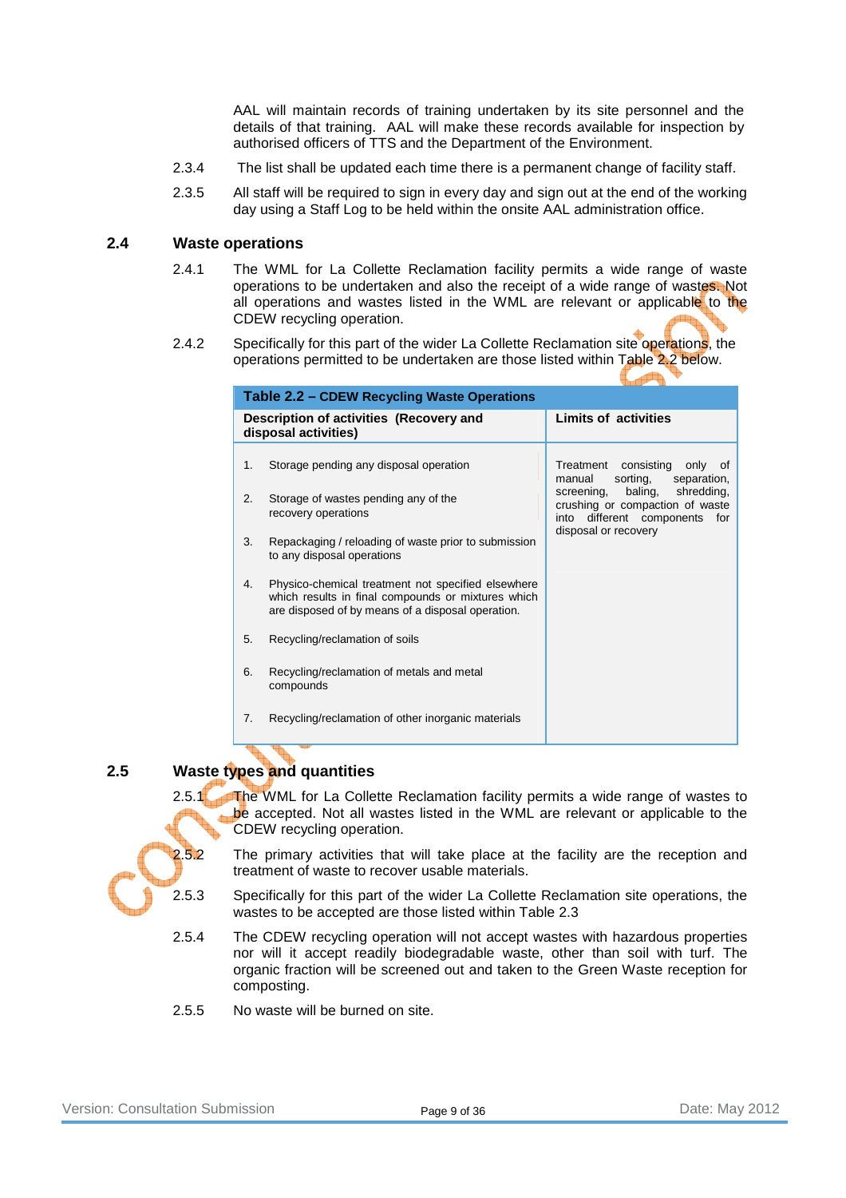AAL will maintain records of training undertaken by its site personnel and the details of that training. AAL will make these records available for inspection by authorised officers of TTS and the Department of the Environment.

2.3.4 The list shall be updated each time there is a permanent change of facility staff.

2.3.5 All staff will be required to sign in every day and sign out at the end of the working day using a Staff Log to be held within the onsite AAL administration office.

## 2.4 Waste operations

2.4.1 The WML for La Collette Reclamation facility permits a wide range of waste operations to be undertaken and also the receipt of a wide range of wastes. Not all operations and wastes listed in the WML are relevant or applicable to the CDEW recycling operation.

2.4.2 Specifically for this part of the wider La Collette Reclamation site operations, the operations permitted to be undertaken are those listed within Table 2.2 below.

**Table 2.2 – CDEW Recycling Waste Operations**

| Description of activities (Recovery and disposal activities) | Limits of activities |
|---|---|
| 1. Storage pending any disposal operation<br>2. Storage of wastes pending any of the recovery operations<br>3. Repackaging / reloading of waste prior to submission to any disposal operations<br>4. Physico-chemical treatment not specified elsewhere which results in final compounds or mixtures which are disposed of by means of a disposal operation.<br>5. Recycling/reclamation of soils<br>6. Recycling/reclamation of metals and metal compounds<br>7. Recycling/reclamation of other inorganic materials | Treatment consisting only of manual sorting, separation, screening, baling, shredding, crushing or compaction of waste into different components for disposal or recovery |

## 2.5 Waste types and quantities

2.5.1 The WML for La Collette Reclamation facility permits a wide range of wastes to be accepted. Not all wastes listed in the WML are relevant or applicable to the CDEW recycling operation.

2.5.2 The primary activities that will take place at the facility are the reception and treatment of waste to recover usable materials.

2.5.3 Specifically for this part of the wider La Collette Reclamation site operations, the wastes to be accepted are those listed within Table 2.3

2.5.4 The CDEW recycling operation will not accept wastes with hazardous properties nor will it accept readily biodegradable waste, other than soil with turf. The organic fraction will be screened out and taken to the Green Waste reception for composting.

2.5.5 No waste will be burned on site.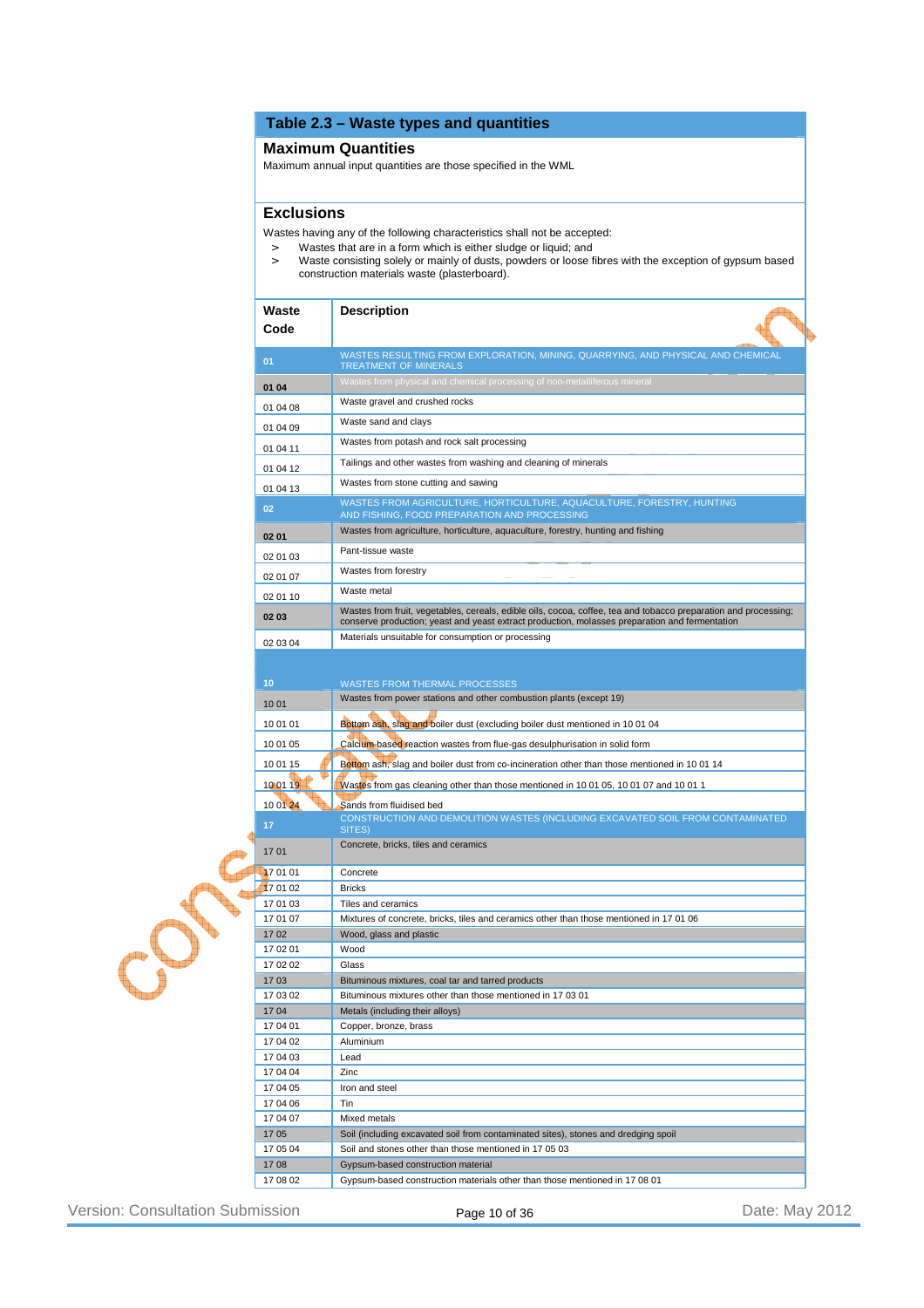## Table 2.3 – Waste types and quantities

### Maximum Quantities

Maximum annual input quantities are those specified in the WML

### Exclusions

Wastes having any of the following characteristics shall not be accepted:

- Wastes that are in a form which is either sludge or liquid; and
- Waste consisting solely or mainly of dusts, powders or loose fibres with the exception of gypsum based construction materials waste (plasterboard).

| Waste Code | Description |
|---|---|
| 01 | WASTES RESULTING FROM EXPLORATION, MINING, QUARRYING, AND PHYSICAL AND CHEMICAL TREATMENT OF MINERALS |
| 01 04 | Wastes from physical and chemical processing of non-metalliferous mineral |
| 01 04 08 | Waste gravel and crushed rocks |
| 01 04 09 | Waste sand and clays |
| 01 04 11 | Wastes from potash and rock salt processing |
| 01 04 12 | Tailings and other wastes from washing and cleaning of minerals |
| 01 04 13 | Wastes from stone cutting and sawing |
| 02 | WASTES FROM AGRICULTURE, HORTICULTURE, AQUACULTURE, FORESTRY, HUNTING AND FISHING, FOOD PREPARATION AND PROCESSING |
| 02 01 | Wastes from agriculture, horticulture, aquaculture, forestry, hunting and fishing |
| 02 01 03 | Pant-tissue waste |
| 02 01 07 | Wastes from forestry |
| 02 01 10 | Waste metal |
| 02 03 | Wastes from fruit, vegetables, cereals, edible oils, cocoa, coffee, tea and tobacco preparation and processing; conserve production; yeast and yeast extract production, molasses preparation and fermentation |
| 02 03 04 | Materials unsuitable for consumption or processing |
| 10 | WASTES FROM THERMAL PROCESSES |
| 10 01 | Wastes from power stations and other combustion plants (except 19) |
| 10 01 01 | Bottom ash, slag and boiler dust (excluding boiler dust mentioned in 10 01 04 |
| 10 01 05 | Calcium-based reaction wastes from flue-gas desulphurisation in solid form |
| 10 01 15 | Bottom ash, slag and boiler dust from co-incineration other than those mentioned in 10 01 14 |
| 10 01 19 | Wastes from gas cleaning other than those mentioned in 10 01 05, 10 01 07 and 10 01 1 |
| 10 01 24 | Sands from fluidised bed |
| 17 | CONSTRUCTION AND DEMOLITION WASTES (INCLUDING EXCAVATED SOIL FROM CONTAMINATED SITES) |
| 17 01 | Concrete, bricks, tiles and ceramics |
| 17 01 01 | Concrete |
| 17 01 02 | Bricks |
| 17 01 03 | Tiles and ceramics |
| 17 01 07 | Mixtures of concrete, bricks, tiles and ceramics other than those mentioned in 17 01 06 |
| 17 02 | Wood, glass and plastic |
| 17 02 01 | Wood |
| 17 02 02 | Glass |
| 17 03 | Bituminous mixtures, coal tar and tarred products |
| 17 03 02 | Bituminous mixtures other than those mentioned in 17 03 01 |
| 17 04 | Metals (including their alloys) |
| 17 04 01 | Copper, bronze, brass |
| 17 04 02 | Aluminium |
| 17 04 03 | Lead |
| 17 04 04 | Zinc |
| 17 04 05 | Iron and steel |
| 17 04 06 | Tin |
| 17 04 07 | Mixed metals |
| 17 05 | Soil (including excavated soil from contaminated sites), stones and dredging spoil |
| 17 05 04 | Soil and stones other than those mentioned in 17 05 03 |
| 17 08 | Gypsum-based construction material |
| 17 08 02 | Gypsum-based construction materials other than those mentioned in 17 08 01 |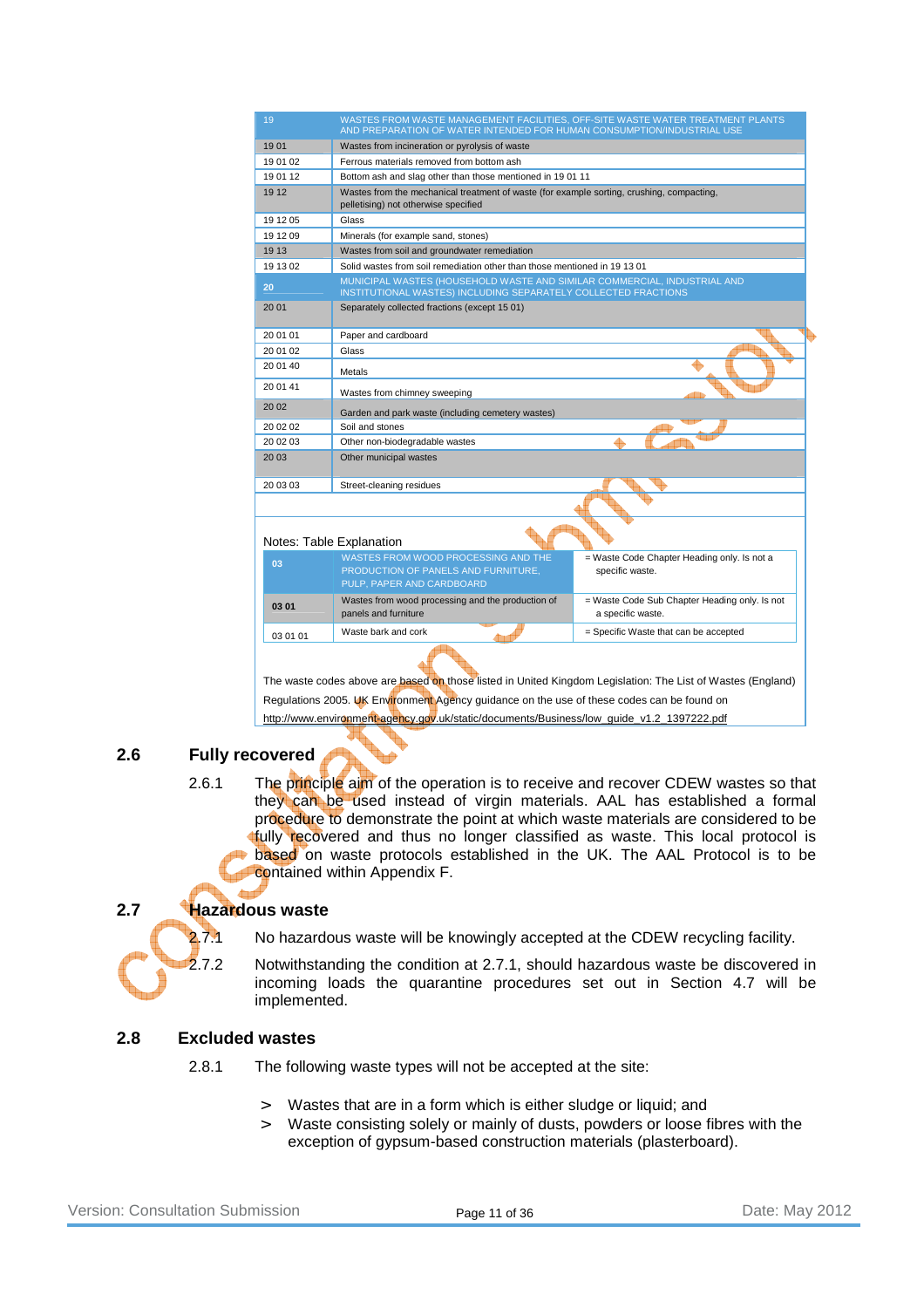| | |
|---|---|
| 19 | WASTES FROM WASTE MANAGEMENT FACILITIES, OFF-SITE WASTE WATER TREATMENT PLANTS AND PREPARATION OF WATER INTENDED FOR HUMAN CONSUMPTION/INDUSTRIAL USE |
| 19 01 | Wastes from incineration or pyrolysis of waste |
| 19 01 02 | Ferrous materials removed from bottom ash |
| 19 01 12 | Bottom ash and slag other than those mentioned in 19 01 11 |
| 19 12 | Wastes from the mechanical treatment of waste (for example sorting, crushing, compacting, pelletising) not otherwise specified |
| 19 12 05 | Glass |
| 19 12 09 | Minerals (for example sand, stones) |
| 19 13 | Wastes from soil and groundwater remediation |
| 19 13 02 | Solid wastes from soil remediation other than those mentioned in 19 13 01 |
| 20 | MUNICIPAL WASTES (HOUSEHOLD WASTE AND SIMILAR COMMERCIAL, INDUSTRIAL AND INSTITUTIONAL WASTES) INCLUDING SEPARATELY COLLECTED FRACTIONS |
| 20 01 | Separately collected fractions (except 15 01) |
| 20 01 01 | Paper and cardboard |
| 20 01 02 | Glass |
| 20 01 40 | Metals |
| 20 01 41 | Wastes from chimney sweeping |
| 20 02 | Garden and park waste (including cemetery wastes) |
| 20 02 02 | Soil and stones |
| 20 02 03 | Other non-biodegradable wastes |
| 20 03 | Other municipal wastes |
| 20 03 03 | Street-cleaning residues |

Notes: Table Explanation

| | | |
|---|---|---|
| 03 | WASTES FROM WOOD PROCESSING AND THE PRODUCTION OF PANELS AND FURNITURE, PULP, PAPER AND CARDBOARD | = Waste Code Chapter Heading only. Is not a specific waste. |
| 03 01 | Wastes from wood processing and the production of panels and furniture | = Waste Code Sub Chapter Heading only. Is not a specific waste. |
| 03 01 01 | Waste bark and cork | = Specific Waste that can be accepted |

The waste codes above are based on those listed in United Kingdom Legislation: The List of Wastes (England) Regulations 2005. UK Environment Agency guidance on the use of these codes can be found on http://www.environment-agency.gov.uk/static/documents/Business/low_guide_v1.2_1397222.pdf

## 2.6 Fully recovered

2.6.1 The principle aim of the operation is to receive and recover CDEW wastes so that they can be used instead of virgin materials. AAL has established a formal procedure to demonstrate the point at which waste materials are considered to be fully recovered and thus no longer classified as waste. This local protocol is based on waste protocols established in the UK. The AAL Protocol is to be contained within Appendix F.

## 2.7 Hazardous waste

2.7.1 No hazardous waste will be knowingly accepted at the CDEW recycling facility.

2.7.2 Notwithstanding the condition at 2.7.1, should hazardous waste be discovered in incoming loads the quarantine procedures set out in Section 4.7 will be implemented.

## 2.8 Excluded wastes

2.8.1 The following waste types will not be accepted at the site:

- Wastes that are in a form which is either sludge or liquid; and
- Waste consisting solely or mainly of dusts, powders or loose fibres with the exception of gypsum-based construction materials (plasterboard).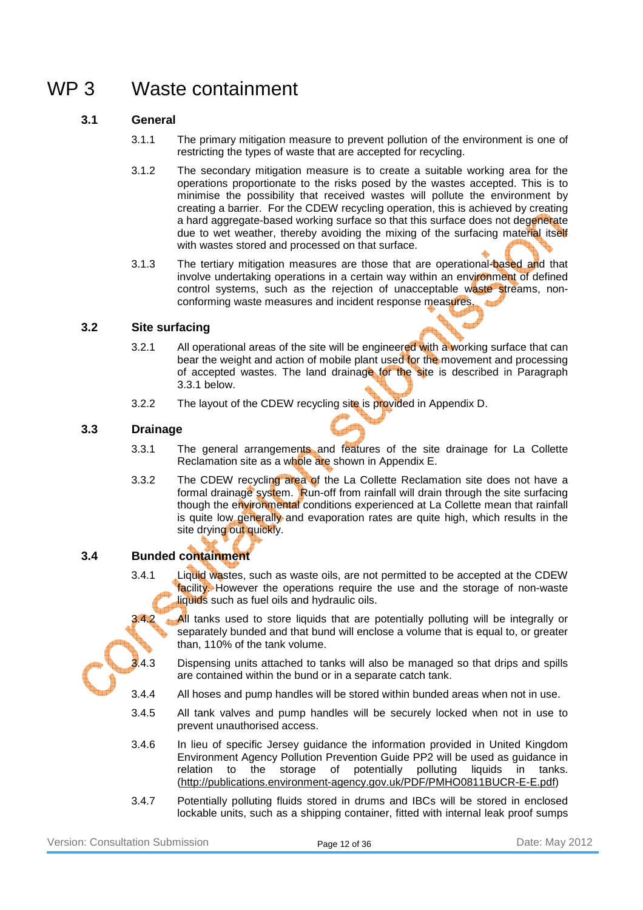# WP 3 Waste containment

## 3.1 General

3.1.1 The primary mitigation measure to prevent pollution of the environment is one of restricting the types of waste that are accepted for recycling.

3.1.2 The secondary mitigation measure is to create a suitable working area for the operations proportionate to the risks posed by the wastes accepted. This is to minimise the possibility that received wastes will pollute the environment by creating a barrier. For the CDEW recycling operation, this is achieved by creating a hard aggregate-based working surface so that this surface does not degenerate due to wet weather, thereby avoiding the mixing of the surfacing material itself with wastes stored and processed on that surface.

3.1.3 The tertiary mitigation measures are those that are operational-based and that involve undertaking operations in a certain way within an environment of defined control systems, such as the rejection of unacceptable waste streams, non-conforming waste measures and incident response measures.

## 3.2 Site surfacing

3.2.1 All operational areas of the site will be engineered with a working surface that can bear the weight and action of mobile plant used for the movement and processing of accepted wastes. The land drainage for the site is described in Paragraph 3.3.1 below.

3.2.2 The layout of the CDEW recycling site is provided in Appendix D.

## 3.3 Drainage

3.3.1 The general arrangements and features of the site drainage for La Collette Reclamation site as a whole are shown in Appendix E.

3.3.2 The CDEW recycling area of the La Collette Reclamation site does not have a formal drainage system. Run-off from rainfall will drain through the site surfacing though the environmental conditions experienced at La Collette mean that rainfall is quite low generally and evaporation rates are quite high, which results in the site drying out quickly.

## 3.4 Bunded containment

3.4.1 Liquid wastes, such as waste oils, are not permitted to be accepted at the CDEW facility. However the operations require the use and the storage of non-waste liquids such as fuel oils and hydraulic oils.

3.4.2 All tanks used to store liquids that are potentially polluting will be integrally or separately bunded and that bund will enclose a volume that is equal to, or greater than, 110% of the tank volume.

3.4.3 Dispensing units attached to tanks will also be managed so that drips and spills are contained within the bund or in a separate catch tank.

3.4.4 All hoses and pump handles will be stored within bunded areas when not in use.

3.4.5 All tank valves and pump handles will be securely locked when not in use to prevent unauthorised access.

3.4.6 In lieu of specific Jersey guidance the information provided in United Kingdom Environment Agency Pollution Prevention Guide PP2 will be used as guidance in relation to the storage of potentially polluting liquids in tanks. (http://publications.environment-agency.gov.uk/PDF/PMHO0811BUCR-E-E.pdf)

3.4.7 Potentially polluting fluids stored in drums and IBCs will be stored in enclosed lockable units, such as a shipping container, fitted with internal leak proof sumps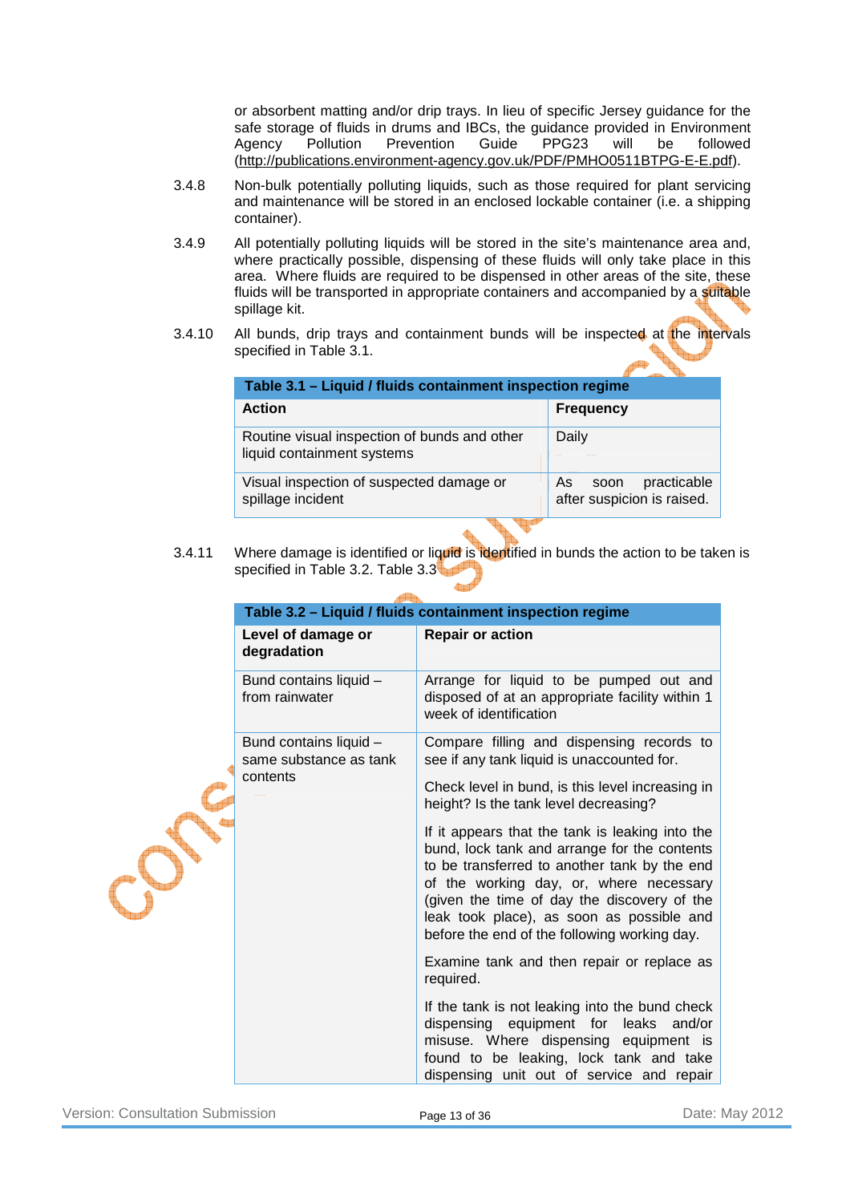or absorbent matting and/or drip trays. In lieu of specific Jersey guidance for the safe storage of fluids in drums and IBCs, the guidance provided in Environment Agency Pollution Prevention Guide PPG23 will be followed (http://publications.environment-agency.gov.uk/PDF/PMHO0511BTPG-E-E.pdf).

3.4.8 Non-bulk potentially polluting liquids, such as those required for plant servicing and maintenance will be stored in an enclosed lockable container (i.e. a shipping container).

3.4.9 All potentially polluting liquids will be stored in the site's maintenance area and, where practically possible, dispensing of these fluids will only take place in this area. Where fluids are required to be dispensed in other areas of the site, these fluids will be transported in appropriate containers and accompanied by a suitable spillage kit.

3.4.10 All bunds, drip trays and containment bunds will be inspected at the intervals specified in Table 3.1.

**Table 3.1 – Liquid / fluids containment inspection regime**

| Action | Frequency |
|---|---|
| Routine visual inspection of bunds and other liquid containment systems | Daily |
| Visual inspection of suspected damage or spillage incident | As soon practicable after suspicion is raised. |

3.4.11 Where damage is identified or liquid is identified in bunds the action to be taken is specified in Table 3.2. Table 3.3

**Table 3.2 – Liquid / fluids containment inspection regime**

| Level of damage or degradation | Repair or action |
|---|---|
| Bund contains liquid – from rainwater | Arrange for liquid to be pumped out and disposed of at an appropriate facility within 1 week of identification |
| Bund contains liquid – same substance as tank contents | Compare filling and dispensing records to see if any tank liquid is unaccounted for.<br><br>Check level in bund, is this level increasing in height? Is the tank level decreasing?<br><br>If it appears that the tank is leaking into the bund, lock tank and arrange for the contents to be transferred to another tank by the end of the working day, or, where necessary (given the time of day the discovery of the leak took place), as soon as possible and before the end of the following working day.<br><br>Examine tank and then repair or replace as required.<br><br>If the tank is not leaking into the bund check dispensing equipment for leaks and/or misuse. Where dispensing equipment is found to be leaking, lock tank and take dispensing unit out of service and repair |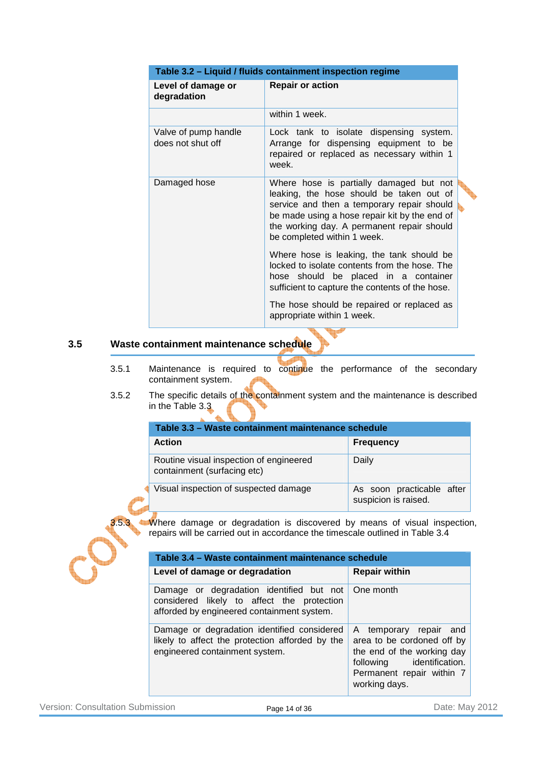| Table 3.2 – Liquid / fluids containment inspection regime | |
|---|---|
| **Level of damage or degradation** | **Repair or action** |
| | within 1 week. |
| Valve of pump handle does not shut off | Lock tank to isolate dispensing system. Arrange for dispensing equipment to be repaired or replaced as necessary within 1 week. |
| Damaged hose | Where hose is partially damaged but not leaking, the hose should be taken out of service and then a temporary repair should be made using a hose repair kit by the end of the working day. A permanent repair should be completed within 1 week.<br><br>Where hose is leaking, the tank should be locked to isolate contents from the hose. The hose should be placed in a container sufficient to capture the contents of the hose.<br><br>The hose should be repaired or replaced as appropriate within 1 week. |

## 3.5 Waste containment maintenance schedule

3.5.1 Maintenance is required to continue the performance of the secondary containment system.

3.5.2 The specific details of the containment system and the maintenance is described in the Table 3.3

| Table 3.3 – Waste containment maintenance schedule | |
|---|---|
| **Action** | **Frequency** |
| Routine visual inspection of engineered containment (surfacing etc) | Daily |
| Visual inspection of suspected damage | As soon practicable after suspicion is raised. |

3.5.3 Where damage or degradation is discovered by means of visual inspection, repairs will be carried out in accordance the timescale outlined in Table 3.4

| Table 3.4 – Waste containment maintenance schedule | |
|---|---|
| **Level of damage or degradation** | **Repair within** |
| Damage or degradation identified but not considered likely to affect the protection afforded by engineered containment system. | One month |
| Damage or degradation identified considered likely to affect the protection afforded by the engineered containment system. | A temporary repair and area to be cordoned off by the end of the working day following identification. Permanent repair within 7 working days. |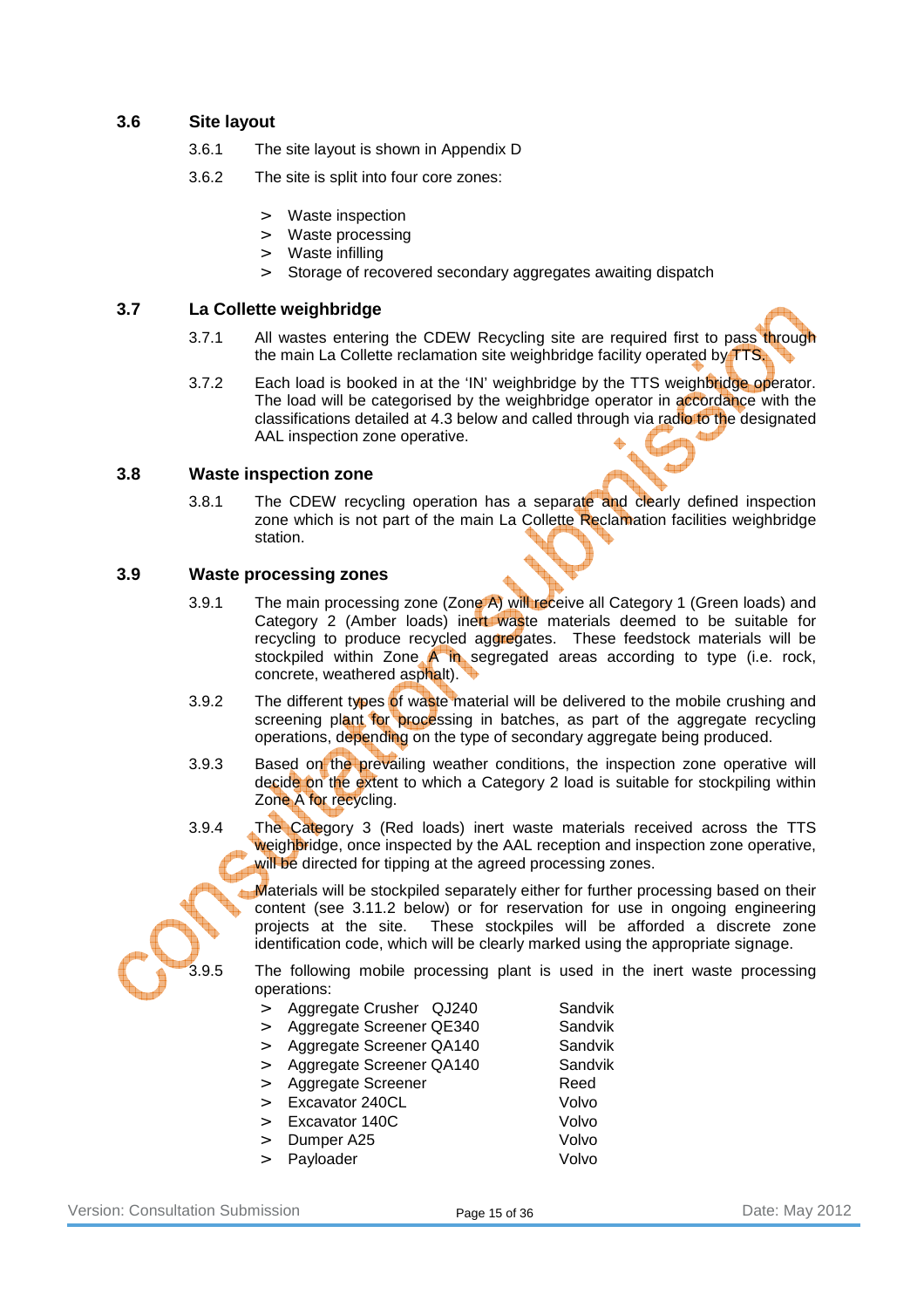### 3.6 Site layout

3.6.1 The site layout is shown in Appendix D

3.6.2 The site is split into four core zones:

- Waste inspection
- Waste processing
- Waste infilling
- Storage of recovered secondary aggregates awaiting dispatch

### 3.7 La Collette weighbridge

3.7.1 All wastes entering the CDEW Recycling site are required first to pass through the main La Collette reclamation site weighbridge facility operated by TTS.

3.7.2 Each load is booked in at the 'IN' weighbridge by the TTS weighbridge operator. The load will be categorised by the weighbridge operator in accordance with the classifications detailed at 4.3 below and called through via radio to the designated AAL inspection zone operative.

### 3.8 Waste inspection zone

3.8.1 The CDEW recycling operation has a separate and clearly defined inspection zone which is not part of the main La Collette Reclamation facilities weighbridge station.

### 3.9 Waste processing zones

3.9.1 The main processing zone (Zone A) will receive all Category 1 (Green loads) and Category 2 (Amber loads) inert waste materials deemed to be suitable for recycling to produce recycled aggregates. These feedstock materials will be stockpiled within Zone A in segregated areas according to type (i.e. rock, concrete, weathered asphalt).

3.9.2 The different types of waste material will be delivered to the mobile crushing and screening plant for processing in batches, as part of the aggregate recycling operations, depending on the type of secondary aggregate being produced.

3.9.3 Based on the prevailing weather conditions, the inspection zone operative will decide on the extent to which a Category 2 load is suitable for stockpiling within Zone A for recycling.

3.9.4 The Category 3 (Red loads) inert waste materials received across the TTS weighbridge, once inspected by the AAL reception and inspection zone operative, will be directed for tipping at the agreed processing zones.

Materials will be stockpiled separately either for further processing based on their content (see 3.11.2 below) or for reservation for use in ongoing engineering projects at the site. These stockpiles will be afforded a discrete zone identification code, which will be clearly marked using the appropriate signage.

3.9.5 The following mobile processing plant is used in the inert waste processing operations:

- Aggregate Crusher QJ240 — Sandvik
- Aggregate Screener QE340 — Sandvik
- Aggregate Screener QA140 — Sandvik
- Aggregate Screener QA140 — Sandvik
- Aggregate Screener — Reed
- Excavator 240CL — Volvo
- Excavator 140C — Volvo
- Dumper A25 — Volvo
- Payloader — Volvo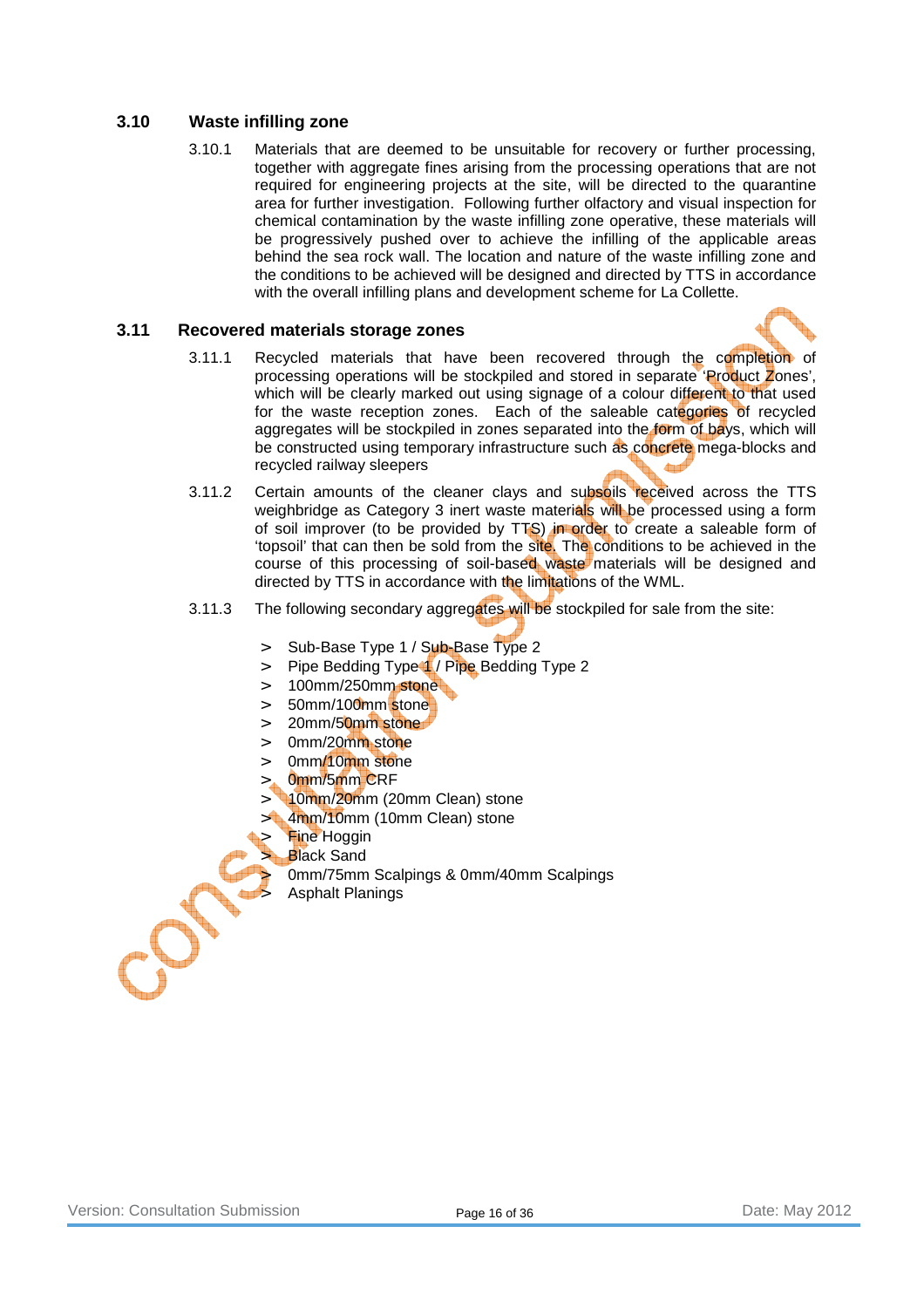### 3.10 Waste infilling zone

3.10.1 Materials that are deemed to be unsuitable for recovery or further processing, together with aggregate fines arising from the processing operations that are not required for engineering projects at the site, will be directed to the quarantine area for further investigation. Following further olfactory and visual inspection for chemical contamination by the waste infilling zone operative, these materials will be progressively pushed over to achieve the infilling of the applicable areas behind the sea rock wall. The location and nature of the waste infilling zone and the conditions to be achieved will be designed and directed by TTS in accordance with the overall infilling plans and development scheme for La Collette.

### 3.11 Recovered materials storage zones

3.11.1 Recycled materials that have been recovered through the completion of processing operations will be stockpiled and stored in separate 'Product Zones', which will be clearly marked out using signage of a colour different to that used for the waste reception zones. Each of the saleable categories of recycled aggregates will be stockpiled in zones separated into the form of bays, which will be constructed using temporary infrastructure such as concrete mega-blocks and recycled railway sleepers

3.11.2 Certain amounts of the cleaner clays and subsoils received across the TTS weighbridge as Category 3 inert waste materials will be processed using a form of soil improver (to be provided by TTS) in order to create a saleable form of 'topsoil' that can then be sold from the site. The conditions to be achieved in the course of this processing of soil-based waste materials will be designed and directed by TTS in accordance with the limitations of the WML.

3.11.3 The following secondary aggregates will be stockpiled for sale from the site:

- Sub-Base Type 1 / Sub-Base Type 2
- Pipe Bedding Type 1 / Pipe Bedding Type 2
- 100mm/250mm stone
- 50mm/100mm stone
- 20mm/50mm stone
- 0mm/20mm stone
- 0mm/10mm stone
- 0mm/5mm CRF
- 10mm/20mm (20mm Clean) stone
- 4mm/10mm (10mm Clean) stone
- Fine Hoggin
- Black Sand
- 0mm/75mm Scalpings & 0mm/40mm Scalpings
- Asphalt Planings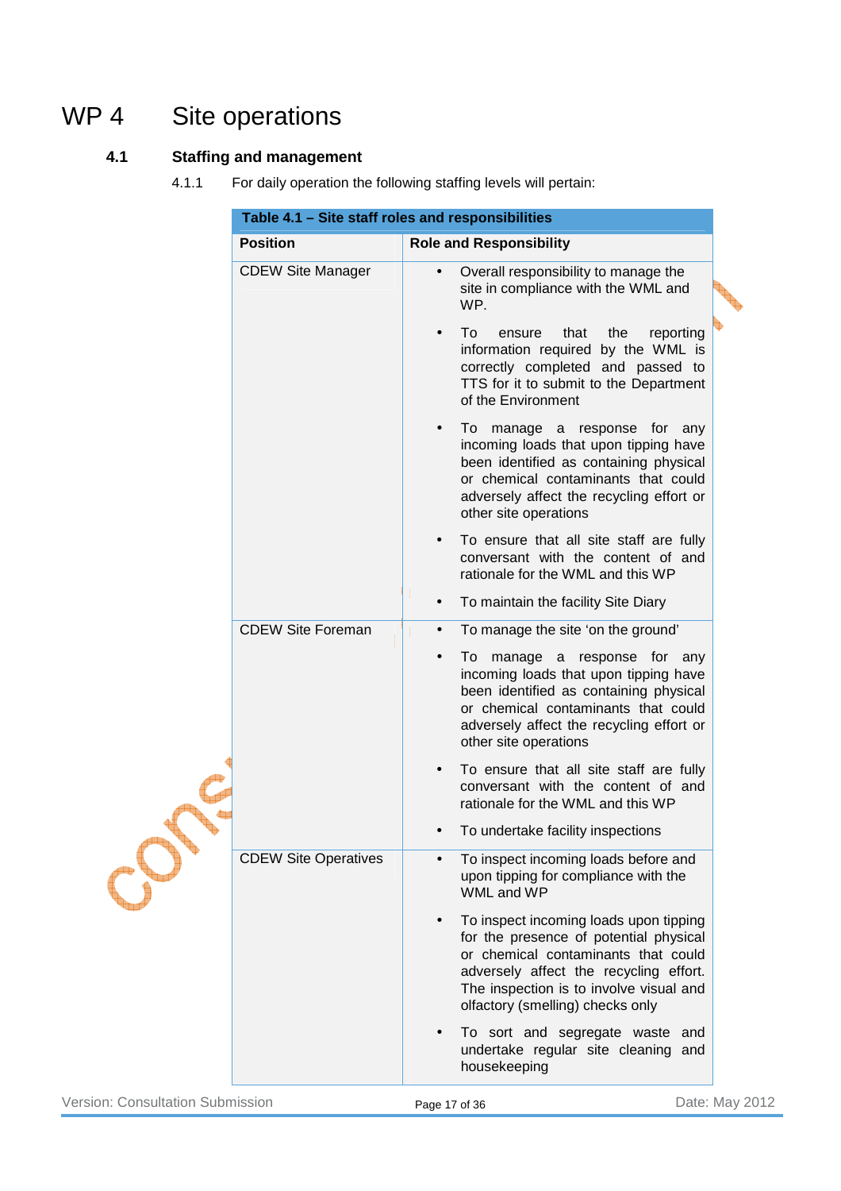# WP 4 Site operations

## 4.1 Staffing and management

4.1.1 For daily operation the following staffing levels will pertain:

| Table 4.1 – Site staff roles and responsibilities | |
|---|---|
| **Position** | **Role and Responsibility** |
| CDEW Site Manager | • Overall responsibility to manage the site in compliance with the WML and WP.<br>• To ensure that the reporting information required by the WML is correctly completed and passed to TTS for it to submit to the Department of the Environment<br>• To manage a response for any incoming loads that upon tipping have been identified as containing physical or chemical contaminants that could adversely affect the recycling effort or other site operations<br>• To ensure that all site staff are fully conversant with the content of and rationale for the WML and this WP<br>• To maintain the facility Site Diary |
| CDEW Site Foreman | • To manage the site 'on the ground'<br>• To manage a response for any incoming loads that upon tipping have been identified as containing physical or chemical contaminants that could adversely affect the recycling effort or other site operations<br>• To ensure that all site staff are fully conversant with the content of and rationale for the WML and this WP<br>• To undertake facility inspections |
| CDEW Site Operatives | • To inspect incoming loads before and upon tipping for compliance with the WML and WP<br>• To inspect incoming loads upon tipping for the presence of potential physical or chemical contaminants that could adversely affect the recycling effort. The inspection is to involve visual and olfactory (smelling) checks only<br>• To sort and segregate waste and undertake regular site cleaning and housekeeping |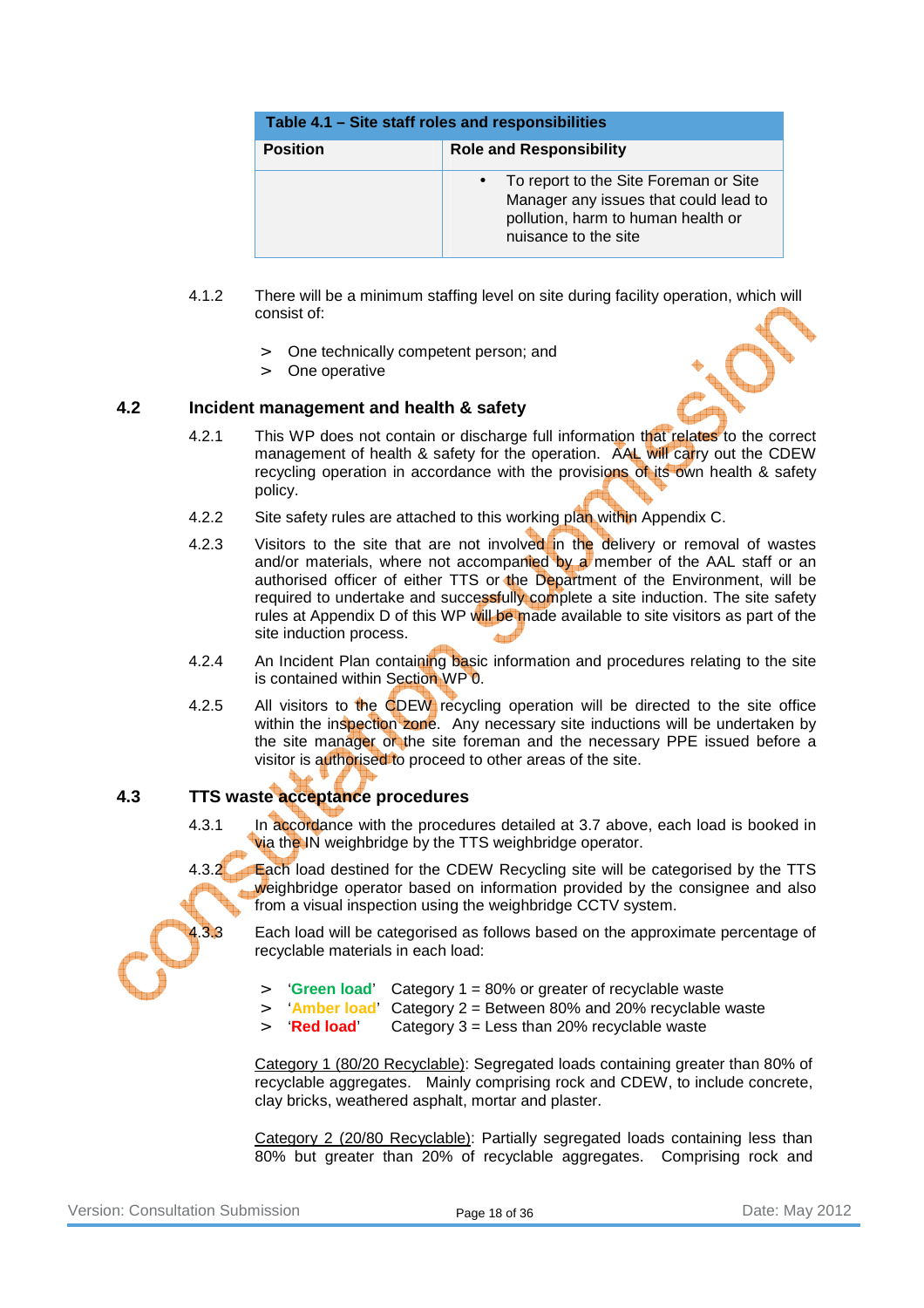| Table 4.1 – Site staff roles and responsibilities | |
|---|---|
| **Position** | **Role and Responsibility** |
| | • To report to the Site Foreman or Site Manager any issues that could lead to pollution, harm to human health or nuisance to the site |

4.1.2 There will be a minimum staffing level on site during facility operation, which will consist of:

> One technically competent person; and
> One operative

## 4.2 Incident management and health & safety

4.2.1 This WP does not contain or discharge full information that relates to the correct management of health & safety for the operation. AAL will carry out the CDEW recycling operation in accordance with the provisions of its own health & safety policy.

4.2.2 Site safety rules are attached to this working plan within Appendix C.

4.2.3 Visitors to the site that are not involved in the delivery or removal of wastes and/or materials, where not accompanied by a member of the AAL staff or an authorised officer of either TTS or the Department of the Environment, will be required to undertake and successfully complete a site induction. The site safety rules at Appendix D of this WP will be made available to site visitors as part of the site induction process.

4.2.4 An Incident Plan containing basic information and procedures relating to the site is contained within Section WP 0.

4.2.5 All visitors to the CDEW recycling operation will be directed to the site office within the inspection zone. Any necessary site inductions will be undertaken by the site manager or the site foreman and the necessary PPE issued before a visitor is authorised to proceed to other areas of the site.

## 4.3 TTS waste acceptance procedures

4.3.1 In accordance with the procedures detailed at 3.7 above, each load is booked in via the IN weighbridge by the TTS weighbridge operator.

4.3.2 Each load destined for the CDEW Recycling site will be categorised by the TTS weighbridge operator based on information provided by the consignee and also from a visual inspection using the weighbridge CCTV system.

4.3.3 Each load will be categorised as follows based on the approximate percentage of recyclable materials in each load:

> '**Green load**' Category 1 = 80% or greater of recyclable waste
> '**Amber load**' Category 2 = Between 80% and 20% recyclable waste
> '**Red load**' Category 3 = Less than 20% recyclable waste

Category 1 (80/20 Recyclable): Segregated loads containing greater than 80% of recyclable aggregates. Mainly comprising rock and CDEW, to include concrete, clay bricks, weathered asphalt, mortar and plaster.

Category 2 (20/80 Recyclable): Partially segregated loads containing less than 80% but greater than 20% of recyclable aggregates. Comprising rock and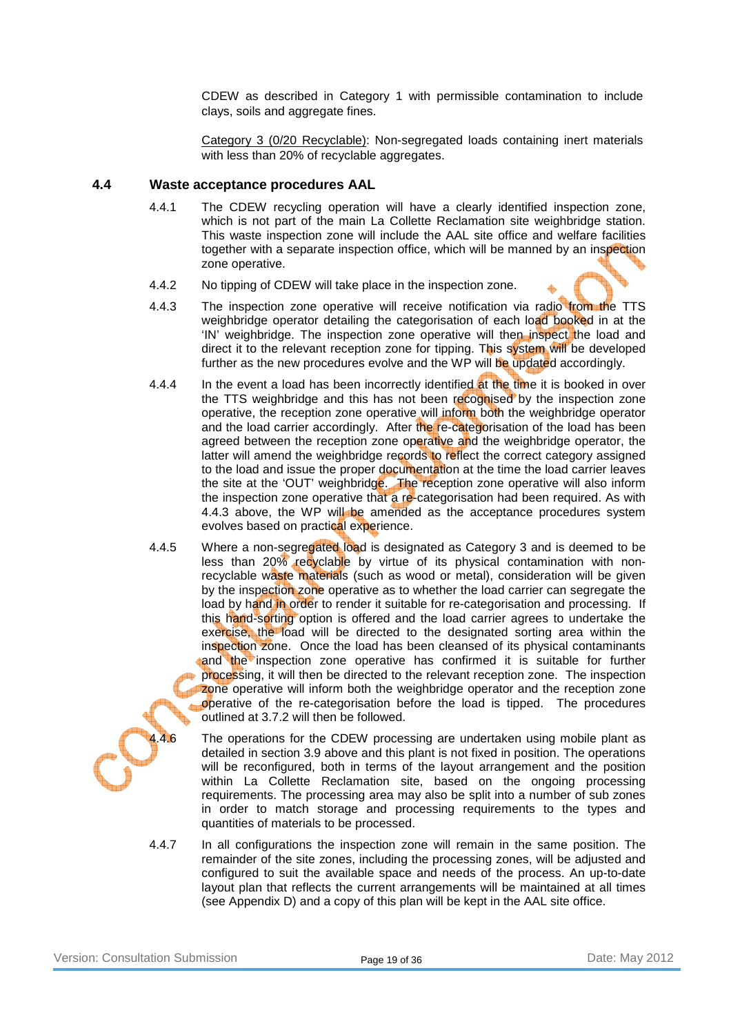CDEW as described in Category 1 with permissible contamination to include clays, soils and aggregate fines.

Category 3 (0/20 Recyclable): Non-segregated loads containing inert materials with less than 20% of recyclable aggregates.

## 4.4 Waste acceptance procedures AAL

4.4.1 The CDEW recycling operation will have a clearly identified inspection zone, which is not part of the main La Collette Reclamation site weighbridge station. This waste inspection zone will include the AAL site office and welfare facilities together with a separate inspection office, which will be manned by an inspection zone operative.

4.4.2 No tipping of CDEW will take place in the inspection zone.

4.4.3 The inspection zone operative will receive notification via radio from the TTS weighbridge operator detailing the categorisation of each load booked in at the 'IN' weighbridge. The inspection zone operative will then inspect the load and direct it to the relevant reception zone for tipping. This system will be developed further as the new procedures evolve and the WP will be updated accordingly.

4.4.4 In the event a load has been incorrectly identified at the time it is booked in over the TTS weighbridge and this has not been recognised by the inspection zone operative, the reception zone operative will inform both the weighbridge operator and the load carrier accordingly. After the re-categorisation of the load has been agreed between the reception zone operative and the weighbridge operator, the latter will amend the weighbridge records to reflect the correct category assigned to the load and issue the proper documentation at the time the load carrier leaves the site at the 'OUT' weighbridge. The reception zone operative will also inform the inspection zone operative that a re-categorisation had been required. As with 4.4.3 above, the WP will be amended as the acceptance procedures system evolves based on practical experience.

4.4.5 Where a non-segregated load is designated as Category 3 and is deemed to be less than 20% recyclable by virtue of its physical contamination with non-recyclable waste materials (such as wood or metal), consideration will be given by the inspection zone operative as to whether the load carrier can segregate the load by hand in order to render it suitable for re-categorisation and processing. If this hand-sorting option is offered and the load carrier agrees to undertake the exercise, the load will be directed to the designated sorting area within the inspection zone. Once the load has been cleansed of its physical contaminants and the inspection zone operative has confirmed it is suitable for further processing, it will then be directed to the relevant reception zone. The inspection zone operative will inform both the weighbridge operator and the reception zone operative of the re-categorisation before the load is tipped. The procedures outlined at 3.7.2 will then be followed.

4.4.6 The operations for the CDEW processing are undertaken using mobile plant as detailed in section 3.9 above and this plant is not fixed in position. The operations will be reconfigured, both in terms of the layout arrangement and the position within La Collette Reclamation site, based on the ongoing processing requirements. The processing area may also be split into a number of sub zones in order to match storage and processing requirements to the types and quantities of materials to be processed.

4.4.7 In all configurations the inspection zone will remain in the same position. The remainder of the site zones, including the processing zones, will be adjusted and configured to suit the available space and needs of the process. An up-to-date layout plan that reflects the current arrangements will be maintained at all times (see Appendix D) and a copy of this plan will be kept in the AAL site office.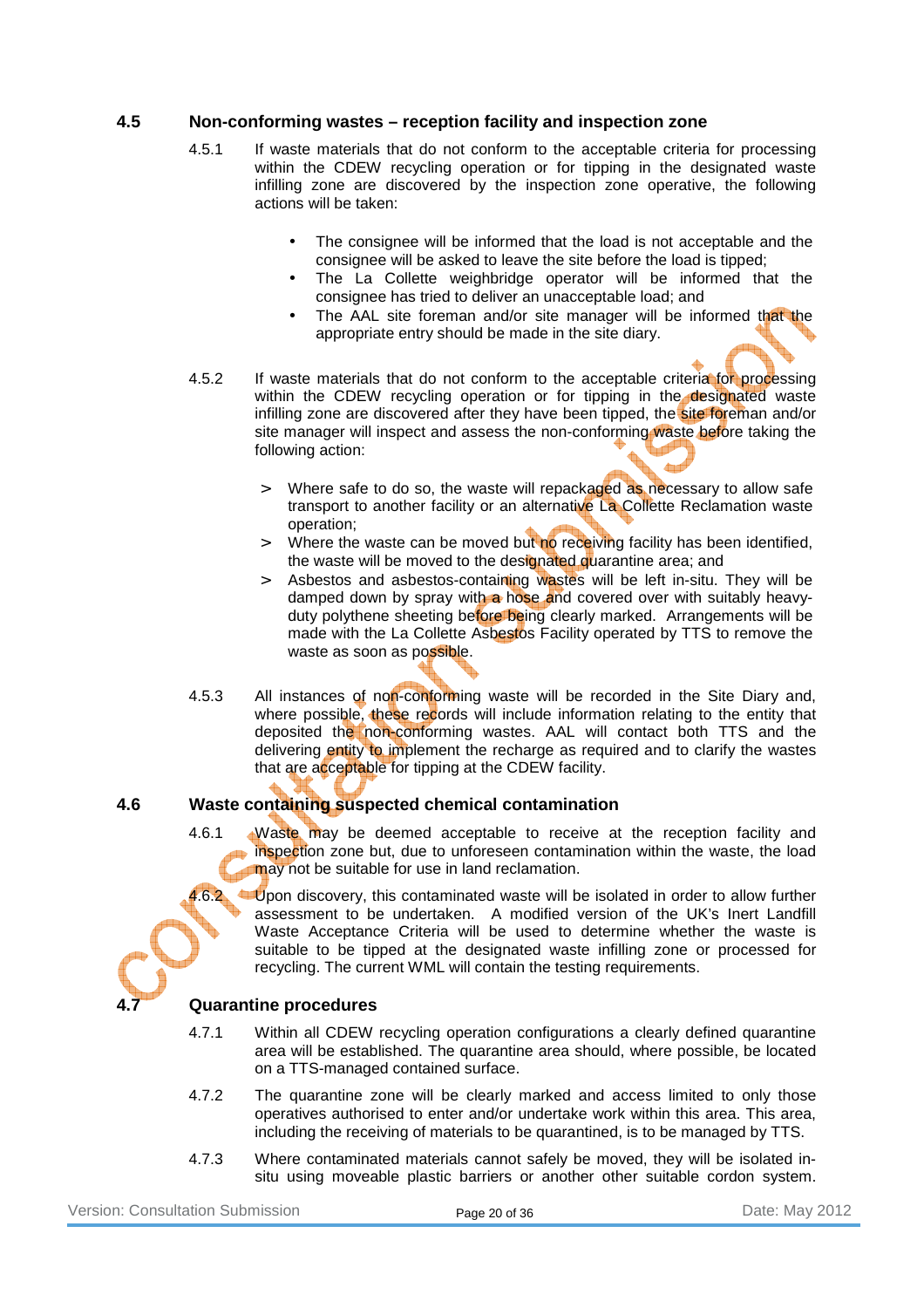## 4.5 Non-conforming wastes – reception facility and inspection zone

4.5.1 If waste materials that do not conform to the acceptable criteria for processing within the CDEW recycling operation or for tipping in the designated waste infilling zone are discovered by the inspection zone operative, the following actions will be taken:

- The consignee will be informed that the load is not acceptable and the consignee will be asked to leave the site before the load is tipped;
- The La Collette weighbridge operator will be informed that the consignee has tried to deliver an unacceptable load; and
- The AAL site foreman and/or site manager will be informed that the appropriate entry should be made in the site diary.

4.5.2 If waste materials that do not conform to the acceptable criteria for processing within the CDEW recycling operation or for tipping in the designated waste infilling zone are discovered after they have been tipped, the site foreman and/or site manager will inspect and assess the non-conforming waste before taking the following action:

> Where safe to do so, the waste will repackaged as necessary to allow safe transport to another facility or an alternative La Collette Reclamation waste operation;

> Where the waste can be moved but no receiving facility has been identified, the waste will be moved to the designated quarantine area; and

> Asbestos and asbestos-containing wastes will be left in-situ. They will be damped down by spray with a hose and covered over with suitably heavy-duty polythene sheeting before being clearly marked. Arrangements will be made with the La Collette Asbestos Facility operated by TTS to remove the waste as soon as possible.

4.5.3 All instances of non-conforming waste will be recorded in the Site Diary and, where possible, these records will include information relating to the entity that deposited the non-conforming wastes. AAL will contact both TTS and the delivering entity to implement the recharge as required and to clarify the wastes that are acceptable for tipping at the CDEW facility.

## 4.6 Waste containing suspected chemical contamination

4.6.1 Waste may be deemed acceptable to receive at the reception facility and inspection zone but, due to unforeseen contamination within the waste, the load may not be suitable for use in land reclamation.

4.6.2 Upon discovery, this contaminated waste will be isolated in order to allow further assessment to be undertaken. A modified version of the UK's Inert Landfill Waste Acceptance Criteria will be used to determine whether the waste is suitable to be tipped at the designated waste infilling zone or processed for recycling. The current WML will contain the testing requirements.

## 4.7 Quarantine procedures

4.7.1 Within all CDEW recycling operation configurations a clearly defined quarantine area will be established. The quarantine area should, where possible, be located on a TTS-managed contained surface.

4.7.2 The quarantine zone will be clearly marked and access limited to only those operatives authorised to enter and/or undertake work within this area. This area, including the receiving of materials to be quarantined, is to be managed by TTS.

4.7.3 Where contaminated materials cannot safely be moved, they will be isolated in-situ using moveable plastic barriers or another other suitable cordon system.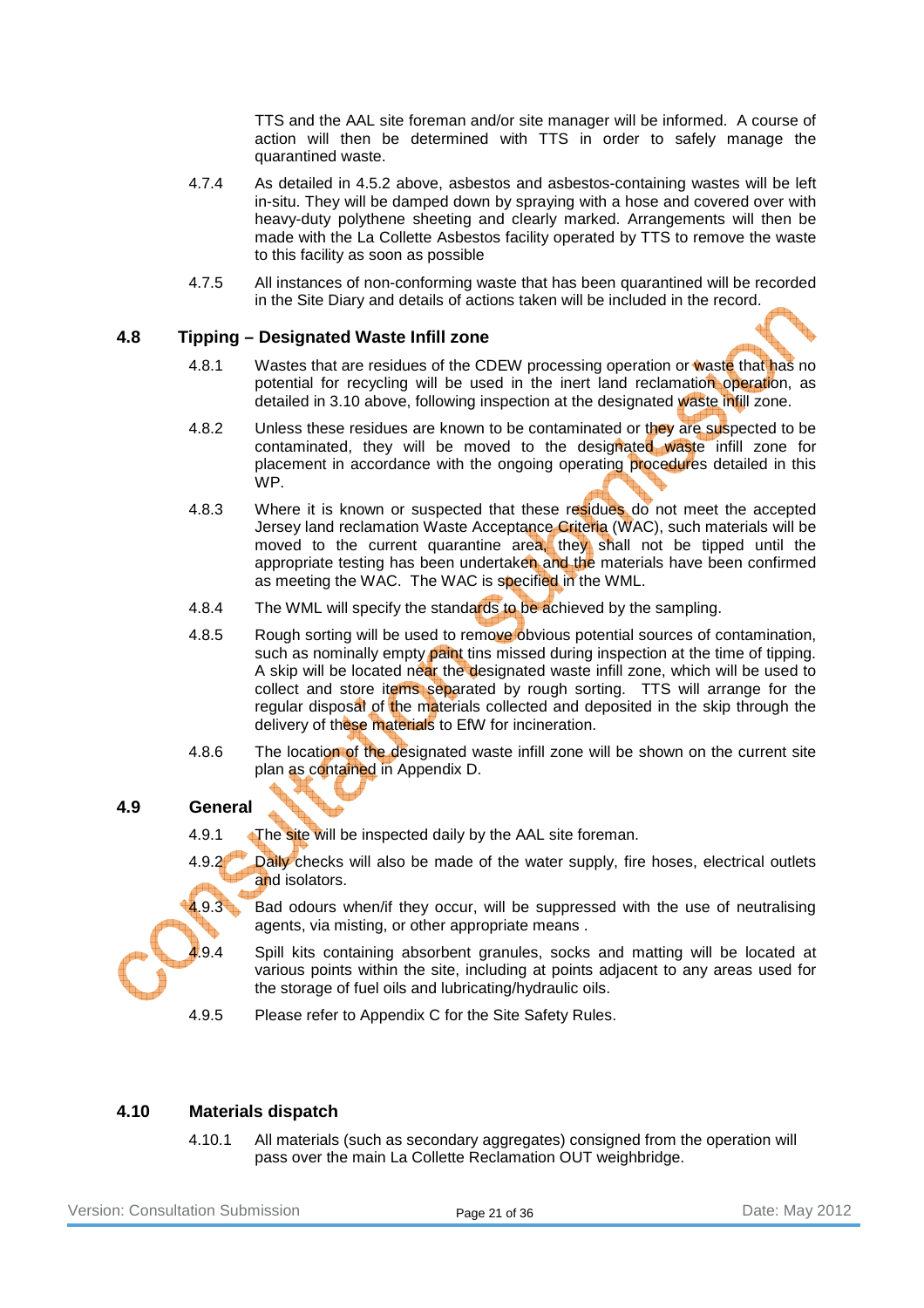TTS and the AAL site foreman and/or site manager will be informed. A course of action will then be determined with TTS in order to safely manage the quarantined waste.

4.7.4 As detailed in 4.5.2 above, asbestos and asbestos-containing wastes will be left in-situ. They will be damped down by spraying with a hose and covered over with heavy-duty polythene sheeting and clearly marked. Arrangements will then be made with the La Collette Asbestos facility operated by TTS to remove the waste to this facility as soon as possible

4.7.5 All instances of non-conforming waste that has been quarantined will be recorded in the Site Diary and details of actions taken will be included in the record.

### 4.8 Tipping – Designated Waste Infill zone

4.8.1 Wastes that are residues of the CDEW processing operation or waste that has no potential for recycling will be used in the inert land reclamation operation, as detailed in 3.10 above, following inspection at the designated waste infill zone.

4.8.2 Unless these residues are known to be contaminated or they are suspected to be contaminated, they will be moved to the designated waste infill zone for placement in accordance with the ongoing operating procedures detailed in this WP.

4.8.3 Where it is known or suspected that these residues do not meet the accepted Jersey land reclamation Waste Acceptance Criteria (WAC), such materials will be moved to the current quarantine area, they shall not be tipped until the appropriate testing has been undertaken and the materials have been confirmed as meeting the WAC. The WAC is specified in the WML.

4.8.4 The WML will specify the standards to be achieved by the sampling.

4.8.5 Rough sorting will be used to remove obvious potential sources of contamination, such as nominally empty paint tins missed during inspection at the time of tipping. A skip will be located near the designated waste infill zone, which will be used to collect and store items separated by rough sorting. TTS will arrange for the regular disposal of the materials collected and deposited in the skip through the delivery of these materials to EfW for incineration.

4.8.6 The location of the designated waste infill zone will be shown on the current site plan as contained in Appendix D.

### 4.9 General

4.9.1 The site will be inspected daily by the AAL site foreman.

4.9.2 Daily checks will also be made of the water supply, fire hoses, electrical outlets and isolators.

4.9.3 Bad odours when/if they occur, will be suppressed with the use of neutralising agents, via misting, or other appropriate means .

4.9.4 Spill kits containing absorbent granules, socks and matting will be located at various points within the site, including at points adjacent to any areas used for the storage of fuel oils and lubricating/hydraulic oils.

4.9.5 Please refer to Appendix C for the Site Safety Rules.

### 4.10 Materials dispatch

4.10.1 All materials (such as secondary aggregates) consigned from the operation will pass over the main La Collette Reclamation OUT weighbridge.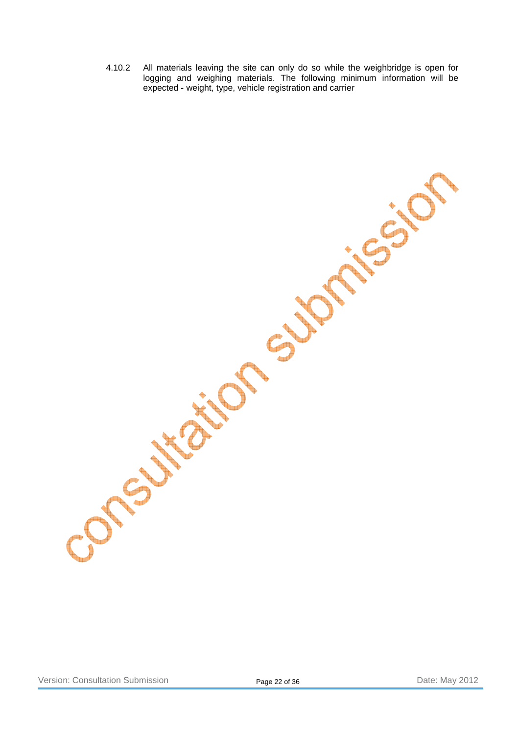4.10.2 All materials leaving the site can only do so while the weighbridge is open for logging and weighing materials. The following minimum information will be expected - weight, type, vehicle registration and carrier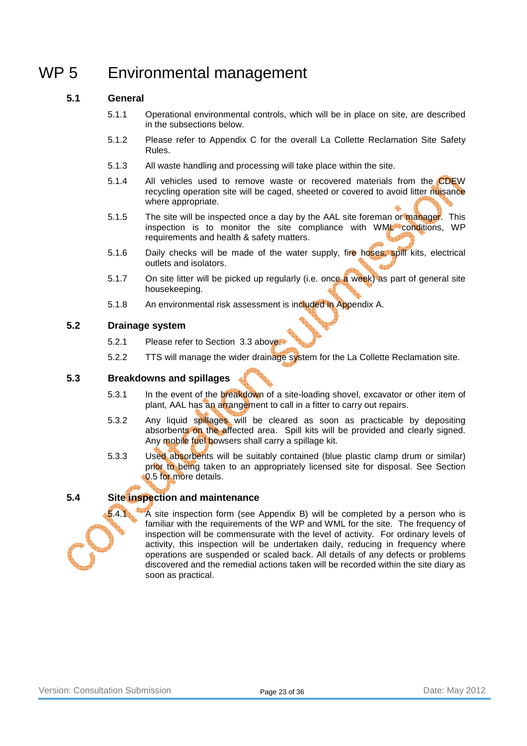# WP 5 Environmental management

## 5.1 General

5.1.1 Operational environmental controls, which will be in place on site, are described in the subsections below.

5.1.2 Please refer to Appendix C for the overall La Collette Reclamation Site Safety Rules.

5.1.3 All waste handling and processing will take place within the site.

5.1.4 All vehicles used to remove waste or recovered materials from the CDEW recycling operation site will be caged, sheeted or covered to avoid litter nuisance where appropriate.

5.1.5 The site will be inspected once a day by the AAL site foreman or manager. This inspection is to monitor the site compliance with WML conditions, WP requirements and health & safety matters.

5.1.6 Daily checks will be made of the water supply, fire hoses, spill kits, electrical outlets and isolators.

5.1.7 On site litter will be picked up regularly (i.e. once a week) as part of general site housekeeping.

5.1.8 An environmental risk assessment is included in Appendix A.

## 5.2 Drainage system

5.2.1 Please refer to Section 3.3 above.

5.2.2 TTS will manage the wider drainage system for the La Collette Reclamation site.

## 5.3 Breakdowns and spillages

5.3.1 In the event of the breakdown of a site-loading shovel, excavator or other item of plant, AAL has an arrangement to call in a fitter to carry out repairs.

5.3.2 Any liquid spillages will be cleared as soon as practicable by depositing absorbents on the affected area. Spill kits will be provided and clearly signed. Any mobile fuel bowsers shall carry a spillage kit.

5.3.3 Used absorbents will be suitably contained (blue plastic clamp drum or similar) prior to being taken to an appropriately licensed site for disposal. See Section 0.5 for more details.

## 5.4 Site inspection and maintenance

5.4.1 A site inspection form (see Appendix B) will be completed by a person who is familiar with the requirements of the WP and WML for the site. The frequency of inspection will be commensurate with the level of activity. For ordinary levels of activity, this inspection will be undertaken daily, reducing in frequency where operations are suspended or scaled back. All details of any defects or problems discovered and the remedial actions taken will be recorded within the site diary as soon as practical.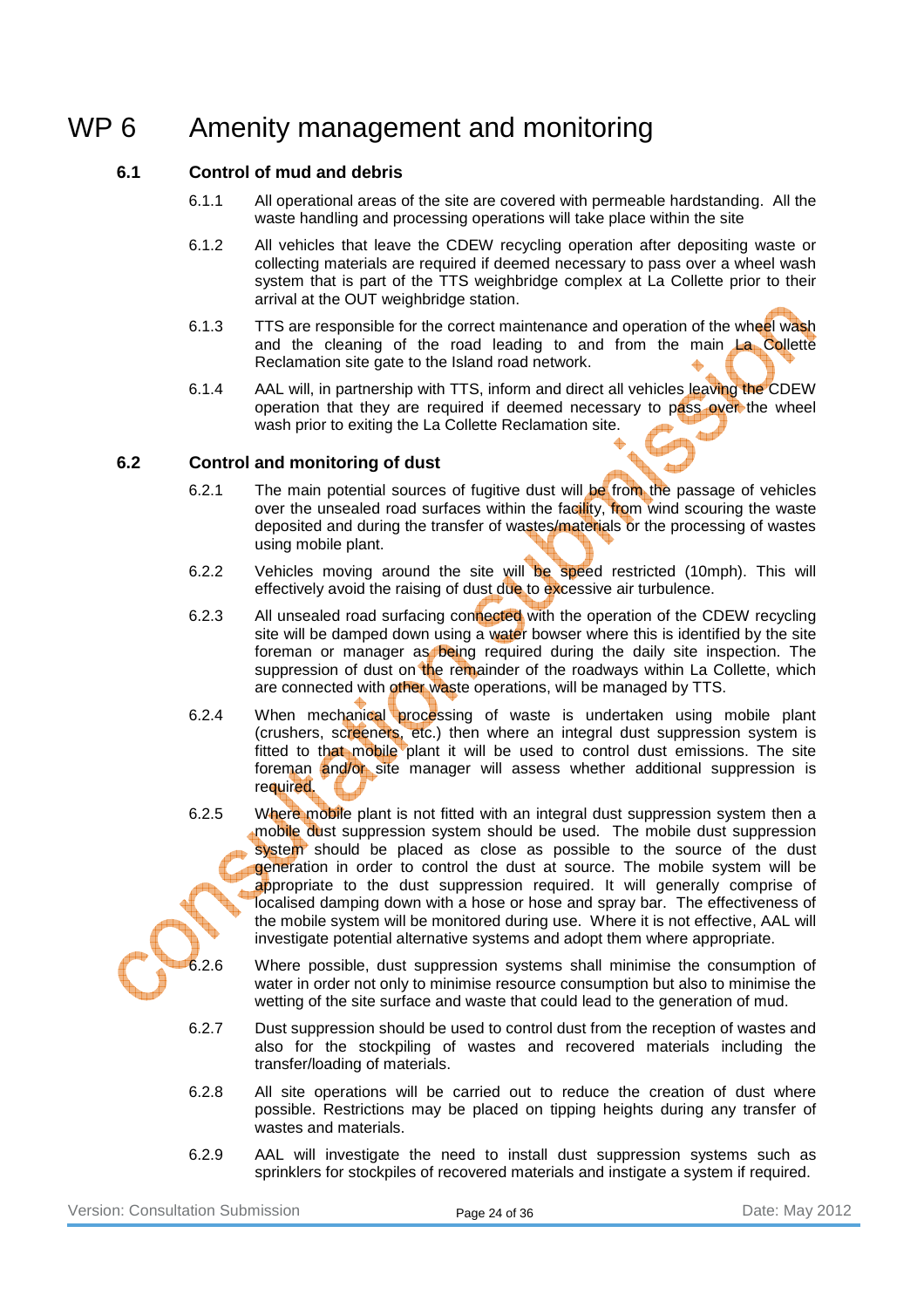# WP 6 Amenity management and monitoring

## 6.1 Control of mud and debris

6.1.1 All operational areas of the site are covered with permeable hardstanding. All the waste handling and processing operations will take place within the site

6.1.2 All vehicles that leave the CDEW recycling operation after depositing waste or collecting materials are required if deemed necessary to pass over a wheel wash system that is part of the TTS weighbridge complex at La Collette prior to their arrival at the OUT weighbridge station.

6.1.3 TTS are responsible for the correct maintenance and operation of the wheel wash and the cleaning of the road leading to and from the main La Collette Reclamation site gate to the Island road network.

6.1.4 AAL will, in partnership with TTS, inform and direct all vehicles leaving the CDEW operation that they are required if deemed necessary to pass over the wheel wash prior to exiting the La Collette Reclamation site.

## 6.2 Control and monitoring of dust

6.2.1 The main potential sources of fugitive dust will be from the passage of vehicles over the unsealed road surfaces within the facility, from wind scouring the waste deposited and during the transfer of wastes/materials or the processing of wastes using mobile plant.

6.2.2 Vehicles moving around the site will be speed restricted (10mph). This will effectively avoid the raising of dust due to excessive air turbulence.

6.2.3 All unsealed road surfacing connected with the operation of the CDEW recycling site will be damped down using a water bowser where this is identified by the site foreman or manager as being required during the daily site inspection. The suppression of dust on the remainder of the roadways within La Collette, which are connected with other waste operations, will be managed by TTS.

6.2.4 When mechanical processing of waste is undertaken using mobile plant (crushers, screeners, etc.) then where an integral dust suppression system is fitted to that mobile plant it will be used to control dust emissions. The site foreman and/or site manager will assess whether additional suppression is required.

6.2.5 Where mobile plant is not fitted with an integral dust suppression system then a mobile dust suppression system should be used. The mobile dust suppression system should be placed as close as possible to the source of the dust generation in order to control the dust at source. The mobile system will be appropriate to the dust suppression required. It will generally comprise of localised damping down with a hose or hose and spray bar. The effectiveness of the mobile system will be monitored during use. Where it is not effective, AAL will investigate potential alternative systems and adopt them where appropriate.

6.2.6 Where possible, dust suppression systems shall minimise the consumption of water in order not only to minimise resource consumption but also to minimise the wetting of the site surface and waste that could lead to the generation of mud.

6.2.7 Dust suppression should be used to control dust from the reception of wastes and also for the stockpiling of wastes and recovered materials including the transfer/loading of materials.

6.2.8 All site operations will be carried out to reduce the creation of dust where possible. Restrictions may be placed on tipping heights during any transfer of wastes and materials.

6.2.9 AAL will investigate the need to install dust suppression systems such as sprinklers for stockpiles of recovered materials and instigate a system if required.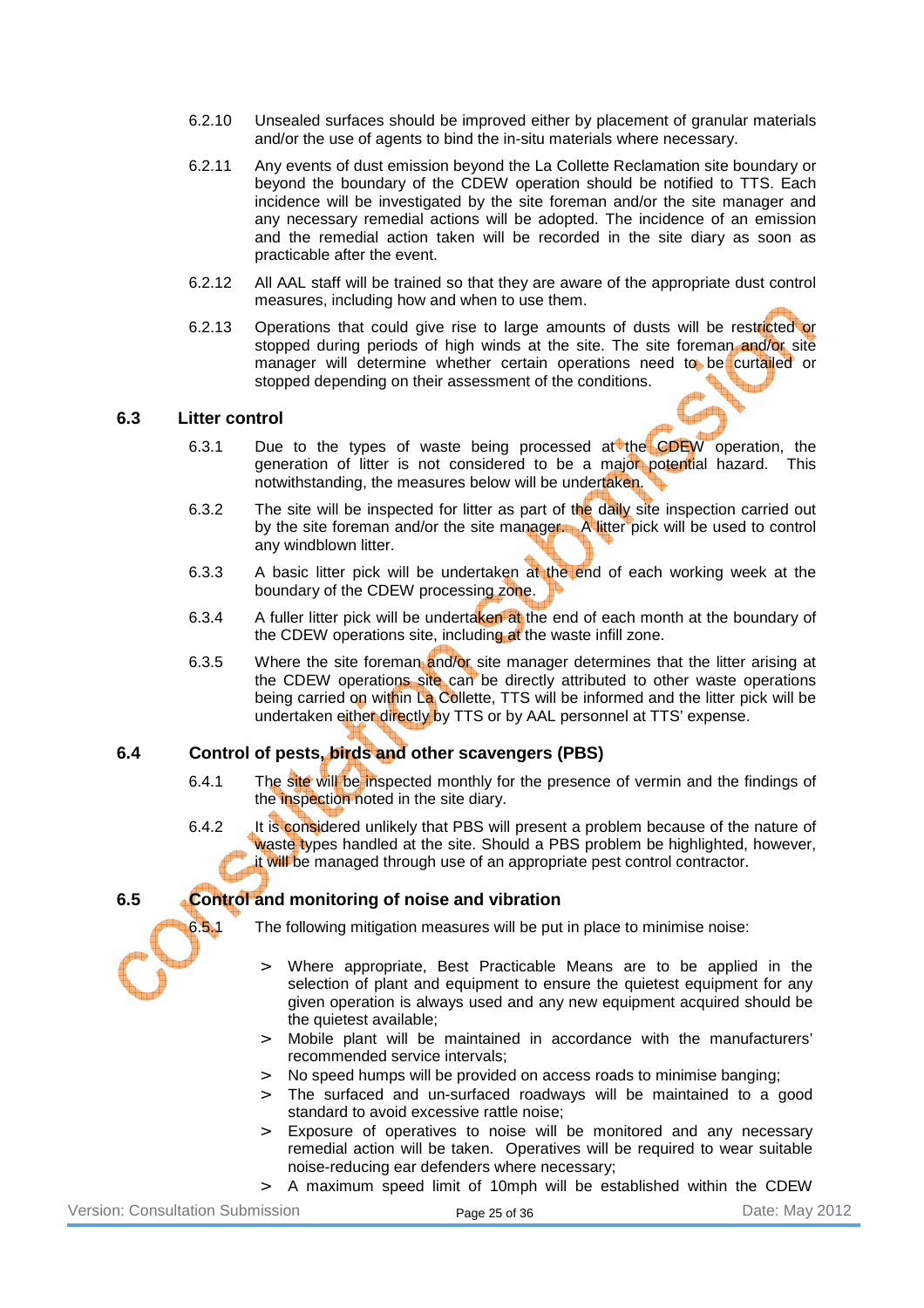6.2.10 Unsealed surfaces should be improved either by placement of granular materials and/or the use of agents to bind the in-situ materials where necessary.

6.2.11 Any events of dust emission beyond the La Collette Reclamation site boundary or beyond the boundary of the CDEW operation should be notified to TTS. Each incidence will be investigated by the site foreman and/or the site manager and any necessary remedial actions will be adopted. The incidence of an emission and the remedial action taken will be recorded in the site diary as soon as practicable after the event.

6.2.12 All AAL staff will be trained so that they are aware of the appropriate dust control measures, including how and when to use them.

6.2.13 Operations that could give rise to large amounts of dusts will be restricted or stopped during periods of high winds at the site. The site foreman and/or site manager will determine whether certain operations need to be curtailed or stopped depending on their assessment of the conditions.

## 6.3 Litter control

6.3.1 Due to the types of waste being processed at the CDEW operation, the generation of litter is not considered to be a major potential hazard. This notwithstanding, the measures below will be undertaken.

6.3.2 The site will be inspected for litter as part of the daily site inspection carried out by the site foreman and/or the site manager. A litter pick will be used to control any windblown litter.

6.3.3 A basic litter pick will be undertaken at the end of each working week at the boundary of the CDEW processing zone.

6.3.4 A fuller litter pick will be undertaken at the end of each month at the boundary of the CDEW operations site, including at the waste infill zone.

6.3.5 Where the site foreman and/or site manager determines that the litter arising at the CDEW operations site can be directly attributed to other waste operations being carried on within La Collette, TTS will be informed and the litter pick will be undertaken either directly by TTS or by AAL personnel at TTS' expense.

## 6.4 Control of pests, birds and other scavengers (PBS)

6.4.1 The site will be inspected monthly for the presence of vermin and the findings of the inspection noted in the site diary.

6.4.2 It is considered unlikely that PBS will present a problem because of the nature of waste types handled at the site. Should a PBS problem be highlighted, however, it will be managed through use of an appropriate pest control contractor.

## 6.5 Control and monitoring of noise and vibration

6.5.1 The following mitigation measures will be put in place to minimise noise:

- Where appropriate, Best Practicable Means are to be applied in the selection of plant and equipment to ensure the quietest equipment for any given operation is always used and any new equipment acquired should be the quietest available;
- Mobile plant will be maintained in accordance with the manufacturers' recommended service intervals;
- No speed humps will be provided on access roads to minimise banging;
- The surfaced and un-surfaced roadways will be maintained to a good standard to avoid excessive rattle noise;
- Exposure of operatives to noise will be monitored and any necessary remedial action will be taken. Operatives will be required to wear suitable noise-reducing ear defenders where necessary;
- A maximum speed limit of 10mph will be established within the CDEW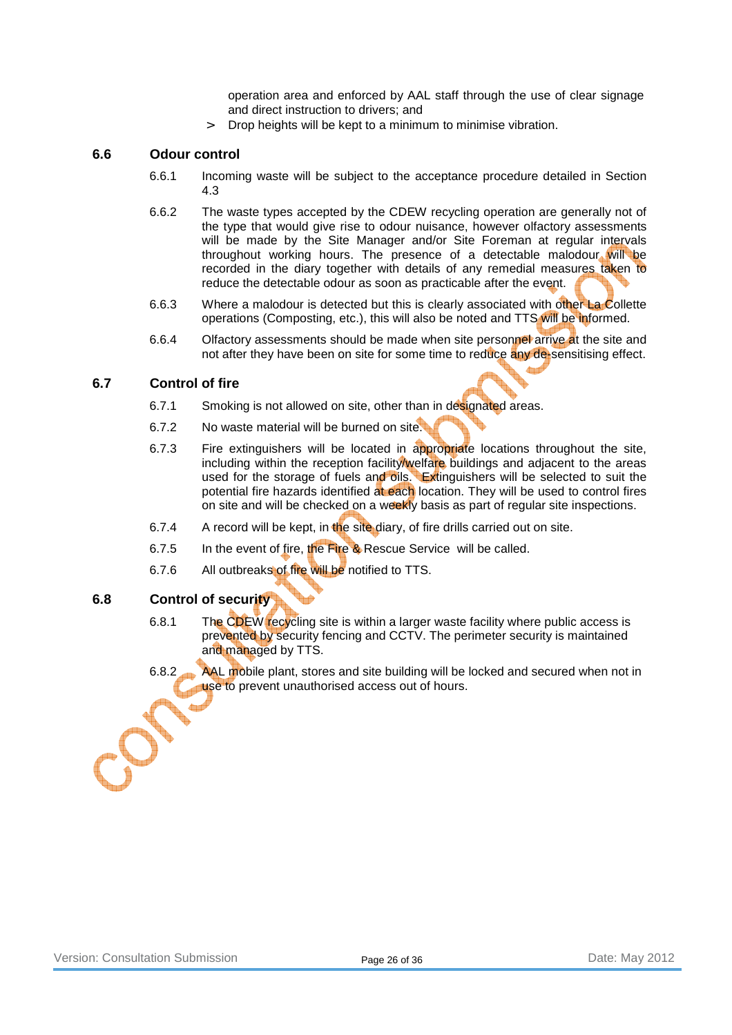operation area and enforced by AAL staff through the use of clear signage and direct instruction to drivers; and

> Drop heights will be kept to a minimum to minimise vibration.

## 6.6 Odour control

6.6.1 Incoming waste will be subject to the acceptance procedure detailed in Section 4.3

6.6.2 The waste types accepted by the CDEW recycling operation are generally not of the type that would give rise to odour nuisance, however olfactory assessments will be made by the Site Manager and/or Site Foreman at regular intervals throughout working hours. The presence of a detectable malodour will be recorded in the diary together with details of any remedial measures taken to reduce the detectable odour as soon as practicable after the event.

6.6.3 Where a malodour is detected but this is clearly associated with other La Collette operations (Composting, etc.), this will also be noted and TTS will be informed.

6.6.4 Olfactory assessments should be made when site personnel arrive at the site and not after they have been on site for some time to reduce any de-sensitising effect.

## 6.7 Control of fire

6.7.1 Smoking is not allowed on site, other than in designated areas.

6.7.2 No waste material will be burned on site.

6.7.3 Fire extinguishers will be located in appropriate locations throughout the site, including within the reception facility/welfare buildings and adjacent to the areas used for the storage of fuels and oils. Extinguishers will be selected to suit the potential fire hazards identified at each location. They will be used to control fires on site and will be checked on a weekly basis as part of regular site inspections.

6.7.4 A record will be kept, in the site diary, of fire drills carried out on site.

6.7.5 In the event of fire, the Fire & Rescue Service will be called.

6.7.6 All outbreaks of fire will be notified to TTS.

## 6.8 Control of security

6.8.1 The CDEW recycling site is within a larger waste facility where public access is prevented by security fencing and CCTV. The perimeter security is maintained and managed by TTS.

6.8.2 AAL mobile plant, stores and site building will be locked and secured when not in use to prevent unauthorised access out of hours.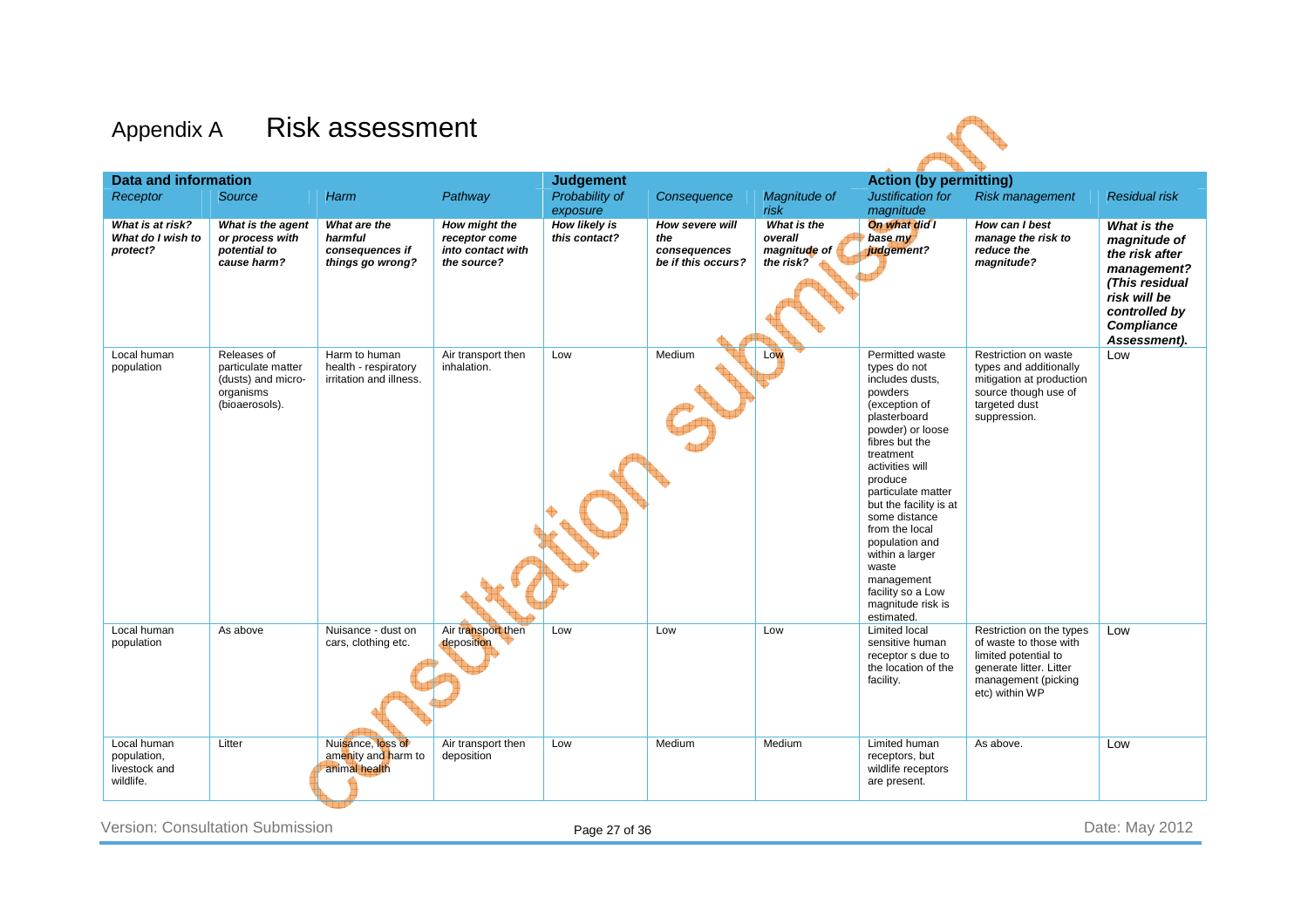# Appendix A Risk assessment

| Data and information | | | | Judgement | | | Action (by permitting) | | |
|---|---|---|---|---|---|---|---|---|---|
| *Receptor* | *Source* | *Harm* | *Pathway* | *Probability of exposure* | *Consequence* | *Magnitude of risk* | *Justification for magnitude* | *Risk management* | *Residual risk* |
| ***What is at risk? What do I wish to protect?*** | ***What is the agent or process with potential to cause harm?*** | ***What are the harmful consequences if things go wrong?*** | ***How might the receptor come into contact with the source?*** | ***How likely is this contact?*** | ***How severe will the consequences be if this occurs?*** | ***What is the overall magnitude of the risk?*** | ***On what did I base my judgement?*** | ***How can I best manage the risk to reduce the magnitude?*** | ***What is the magnitude of the risk after management? (This residual risk will be controlled by Compliance Assessment).*** |
| Local human population | Releases of particulate matter (dusts) and micro-organisms (bioaerosols). | Harm to human health - respiratory irritation and illness. | Air transport then inhalation. | Low | Medium | Low | Permitted waste types do not includes dusts, powders (exception of plasterboard powder) or loose fibres but the treatment activities will produce particulate matter but the facility is at some distance from the local population and within a larger waste management facility so a Low magnitude risk is estimated. | Restriction on waste types and additionally mitigation at production source though use of targeted dust suppression. | Low |
| Local human population | As above | Nuisance - dust on cars, clothing etc. | Air transport then deposition | Low | Low | Low | Limited local sensitive human receptor s due to the location of the facility. | Restriction on the types of waste to those with limited potential to generate litter. Litter management (picking etc) within WP | Low |
| Local human population, livestock and wildlife. | Litter | Nuisance, loss of amenity and harm to animal health | Air transport then deposition | Low | Medium | Medium | Limited human receptors, but wildlife receptors are present. | As above. | Low |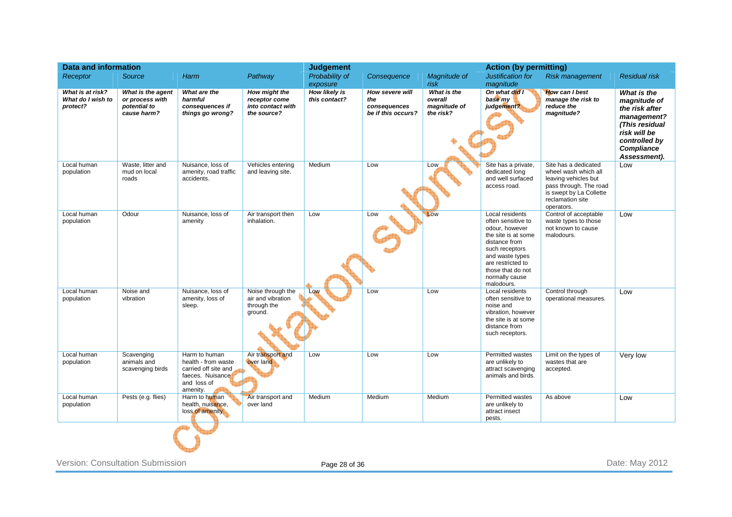| Data and information | | | | Judgement | | | Action (by permitting) | | |
|---|---|---|---|---|---|---|---|---|---|
| *Receptor* | *Source* | *Harm* | *Pathway* | *Probability of exposure* | *Consequence* | *Magnitude of risk* | *Justification for magnitude* | *Risk management* | *Residual risk* |
| ***What is at risk? What do I wish to protect?*** | ***What is the agent or process with potential to cause harm?*** | ***What are the harmful consequences if things go wrong?*** | ***How might the receptor come into contact with the source?*** | ***How likely is this contact?*** | ***How severe will the consequences be if this occurs?*** | ***What is the overall magnitude of the risk?*** | ***On what did I base my judgement?*** | ***How can I best manage the risk to reduce the magnitude?*** | ***What is the magnitude of the risk after management? (This residual risk will be controlled by Compliance Assessment).*** |
| Local human population | Waste, litter and mud on local roads | Nuisance, loss of amenity, road traffic accidents. | Vehicles entering and leaving site. | Medium | Low | Low | Site has a private, dedicated long and well surfaced access road. | Site has a dedicated wheel wash which all leaving vehicles but pass through. The road is swept by La Collette reclamation site operators. | Low |
| Local human population | Odour | Nuisance, loss of amenity | Air transport then inhalation. | Low | Low | Low | Local residents often sensitive to odour, however the site is at some distance from such receptors and waste types are restricted to those that do not normally cause malodours. | Control of acceptable waste types to those not known to cause malodours. | Low |
| Local human population | Noise and vibration | Nuisance, loss of amenity, loss of sleep. | Noise through the air and vibration through the ground. | Low | Low | Low | Local residents often sensitive to noise and vibration, however the site is at some distance from such receptors. | Control through operational measures. | Low |
| Local human population | Scavenging animals and scavenging birds | Harm to human health - from waste carried off site and faeces. Nuisance and loss of amenity. | Air transport and over land | Low | Low | Low | Permitted wastes are unlikely to attract scavenging animals and birds. | Limit on the types of wastes that are accepted. | Very low |
| Local human population | Pests (e.g. flies) | Harm to human health, nuisance, loss of amenity | Air transport and over land | Medium | Medium | Medium | Permitted wastes are unlikely to attract insect pests. | As above | Low |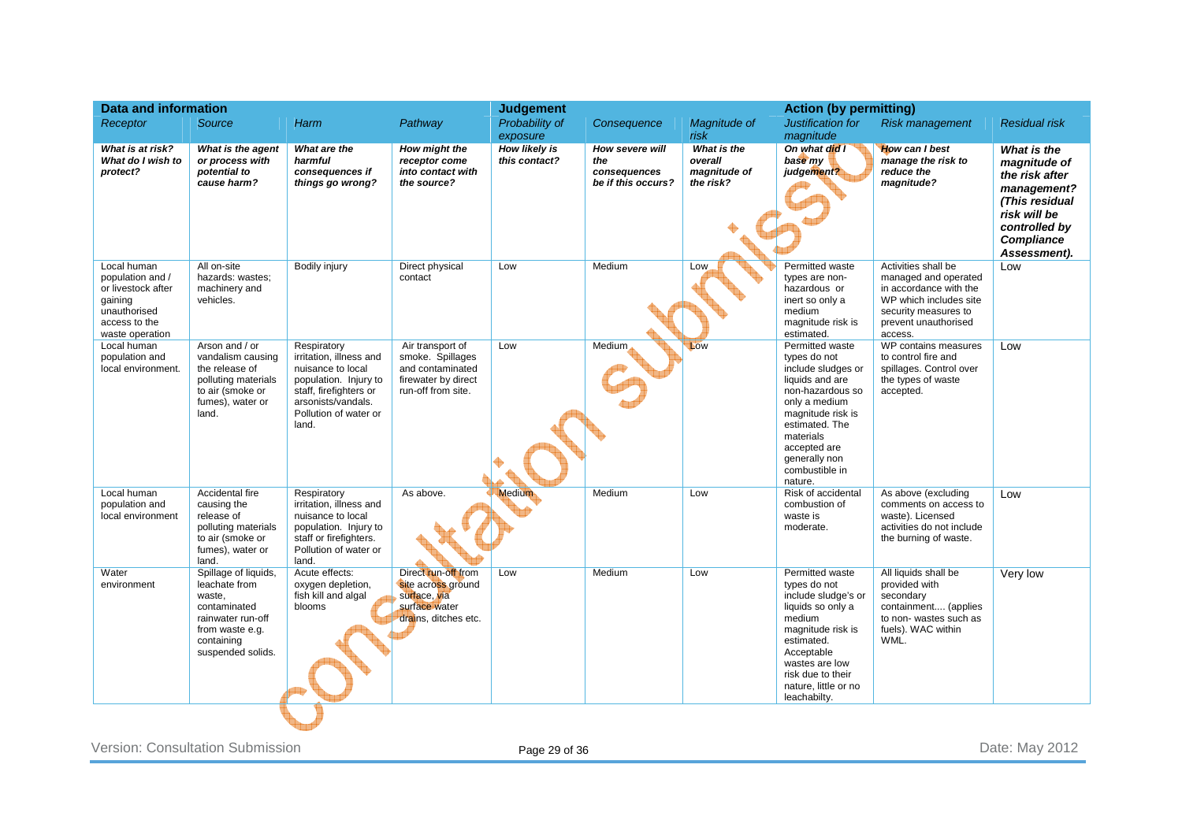| Data and information | | | | Judgement | | | Action (by permitting) | | |
|---|---|---|---|---|---|---|---|---|---|
| Receptor | Source | Harm | Pathway | Probability of exposure | Consequence | Magnitude of risk | Justification for magnitude | Risk management | Residual risk |
| ***What is at risk? What do I wish to protect?*** | ***What is the agent or process with potential to cause harm?*** | ***What are the harmful consequences if things go wrong?*** | ***How might the receptor come into contact with the source?*** | ***How likely is this contact?*** | ***How severe will the consequences be if this occurs?*** | ***What is the overall magnitude of the risk?*** | ***On what did I base my judgement?*** | ***How can I best manage the risk to reduce the magnitude?*** | ***What is the magnitude of the risk after management? (This residual risk will be controlled by Compliance Assessment).*** |
| Local human population and / or livestock after gaining unauthorised access to the waste operation | All on-site hazards: wastes; machinery and vehicles. | Bodily injury | Direct physical contact | Low | Medium | Low | Permitted waste types are non-hazardous or inert so only a medium magnitude risk is estimated. | Activities shall be managed and operated in accordance with the WP which includes site security measures to prevent unauthorised access. | Low |
| Local human population and local environment. | Arson and / or vandalism causing the release of polluting materials to air (smoke or fumes), water or land. | Respiratory irritation, illness and nuisance to local population. Injury to staff, firefighters or arsonists/vandals. Pollution of water or land. | Air transport of smoke. Spillages and contaminated firewater by direct run-off from site. | Low | Medium | Low | Permitted waste types do not include sludges or liquids and are non-hazardous so only a medium magnitude risk is estimated. The materials accepted are generally non combustible in nature. | WP contains measures to control fire and spillages. Control over the types of waste accepted. | Low |
| Local human population and local environment | Accidental fire causing the release of polluting materials to air (smoke or fumes), water or land. | Respiratory irritation, illness and nuisance to local population. Injury to staff or firefighters. Pollution of water or land. | As above. | Medium | Medium | Low | Risk of accidental combustion of waste is moderate. | As above (excluding comments on access to waste). Licensed activities do not include the burning of waste. | Low |
| Water environment | Spillage of liquids, leachate from waste, contaminated rainwater run-off from waste e.g. containing suspended solids. | Acute effects: oxygen depletion, fish kill and algal blooms | Direct run-off from site across ground surface, via surface water drains, ditches etc. | Low | Medium | Low | Permitted waste types do not include sludge's or liquids so only a medium magnitude risk is estimated. Acceptable wastes are low risk due to their nature, little or no leachabilty. | All liquids shall be provided with secondary containment.... (applies to non- wastes such as fuels). WAC within WML. | Very low |

Version: Consultation Submission

Date: May 2012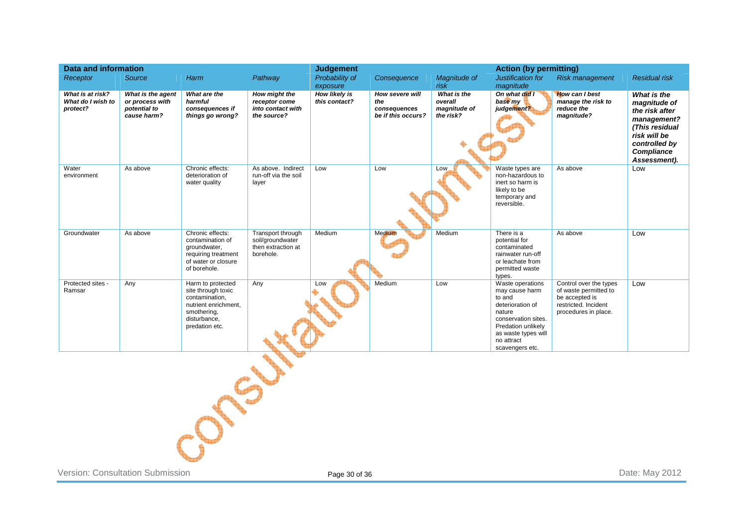| Data and information | | | | Judgement | | | Action (by permitting) | | |
|---|---|---|---|---|---|---|---|---|---|
| *Receptor* | *Source* | *Harm* | *Pathway* | *Probability of exposure* | *Consequence* | *Magnitude of risk* | *Justification for magnitude* | *Risk management* | *Residual risk* |
| ***What is at risk? What do I wish to protect?*** | ***What is the agent or process with potential to cause harm?*** | ***What are the harmful consequences if things go wrong?*** | ***How might the receptor come into contact with the source?*** | ***How likely is this contact?*** | ***How severe will the consequences be if this occurs?*** | ***What is the overall magnitude of the risk?*** | ***On what did I base my judgement?*** | ***How can I best manage the risk to reduce the magnitude?*** | ***What is the magnitude of the risk after management? (This residual risk will be controlled by Compliance Assessment).*** |
| Water environment | As above | Chronic effects: deterioration of water quality | As above. Indirect run-off via the soil layer | Low | Low | Low | Waste types are non-hazardous to inert so harm is likely to be temporary and reversible. | As above | Low |
| Groundwater | As above | Chronic effects: contamination of groundwater, requiring treatment of water or closure of borehole. | Transport through soil/groundwater then extraction at borehole. | Medium | Medium | Medium | There is a potential for contaminated rainwater run-off or leachate from permitted waste types. | As above | Low |
| Protected sites - Ramsar | Any | Harm to protected site through toxic contamination, nutrient enrichment, smothering, disturbance, predation etc. | Any | Low | Medium | Low | Waste operations may cause harm to and deterioration of nature conservation sites. Predation unlikely as waste types will no attract scavengers etc. | Control over the types of waste permitted to be accepted is restricted. Incident procedures in place. | Low |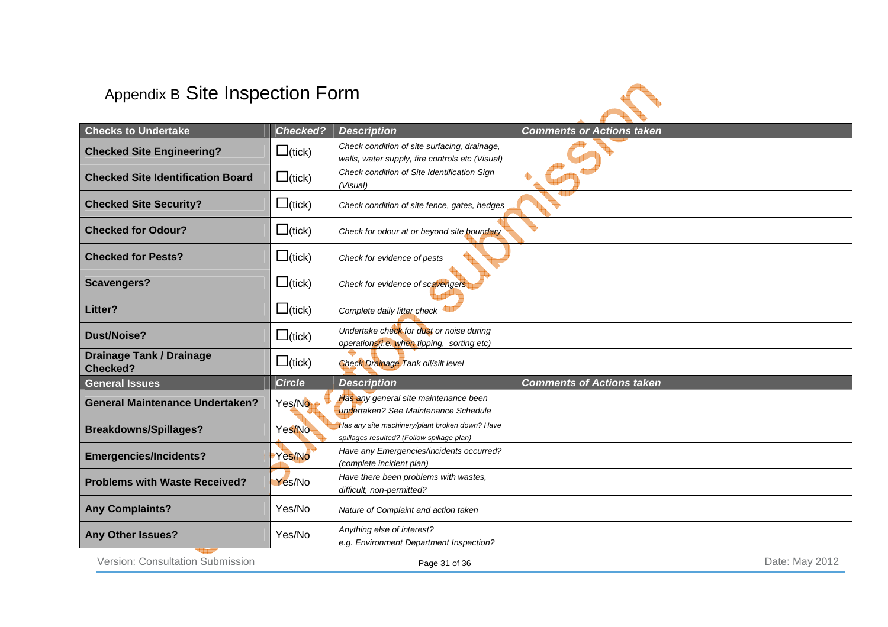# Appendix B Site Inspection Form

| Checks to Undertake | Checked? | Description | Comments or Actions taken |
|---|---|---|---|
| **Checked Site Engineering?** | ☐(tick) | *Check condition of site surfacing, drainage, walls, water supply, fire controls etc (Visual)* | |
| **Checked Site Identification Board** | ☐(tick) | *Check condition of Site Identification Sign (Visual)* | |
| **Checked Site Security?** | ☐(tick) | *Check condition of site fence, gates, hedges* | |
| **Checked for Odour?** | ☐(tick) | *Check for odour at or beyond site boundary* | |
| **Checked for Pests?** | ☐(tick) | *Check for evidence of pests* | |
| **Scavengers?** | ☐(tick) | *Check for evidence of scavengers* | |
| **Litter?** | ☐(tick) | *Complete daily litter check* | |
| **Dust/Noise?** | ☐(tick) | *Undertake check for dust or noise during operations(i.e. when tipping, sorting etc)* | |
| **Drainage Tank / Drainage Checked?** | ☐(tick) | *Check Drainage Tank oil/silt level* | |
| **General Issues** | **Circle** | **Description** | **Comments of Actions taken** |
| **General Maintenance Undertaken?** | Yes/No | *Has any general site maintenance been undertaken? See Maintenance Schedule* | |
| **Breakdowns/Spillages?** | Yes/No | *Has any site machinery/plant broken down? Have spillages resulted? (Follow spillage plan)* | |
| **Emergencies/Incidents?** | Yes/No | *Have any Emergencies/incidents occurred? (complete incident plan)* | |
| **Problems with Waste Received?** | Yes/No | *Have there been problems with wastes, difficult, non-permitted?* | |
| **Any Complaints?** | Yes/No | *Nature of Complaint and action taken* | |
| **Any Other Issues?** | Yes/No | *Anything else of interest? e.g. Environment Department Inspection?* | |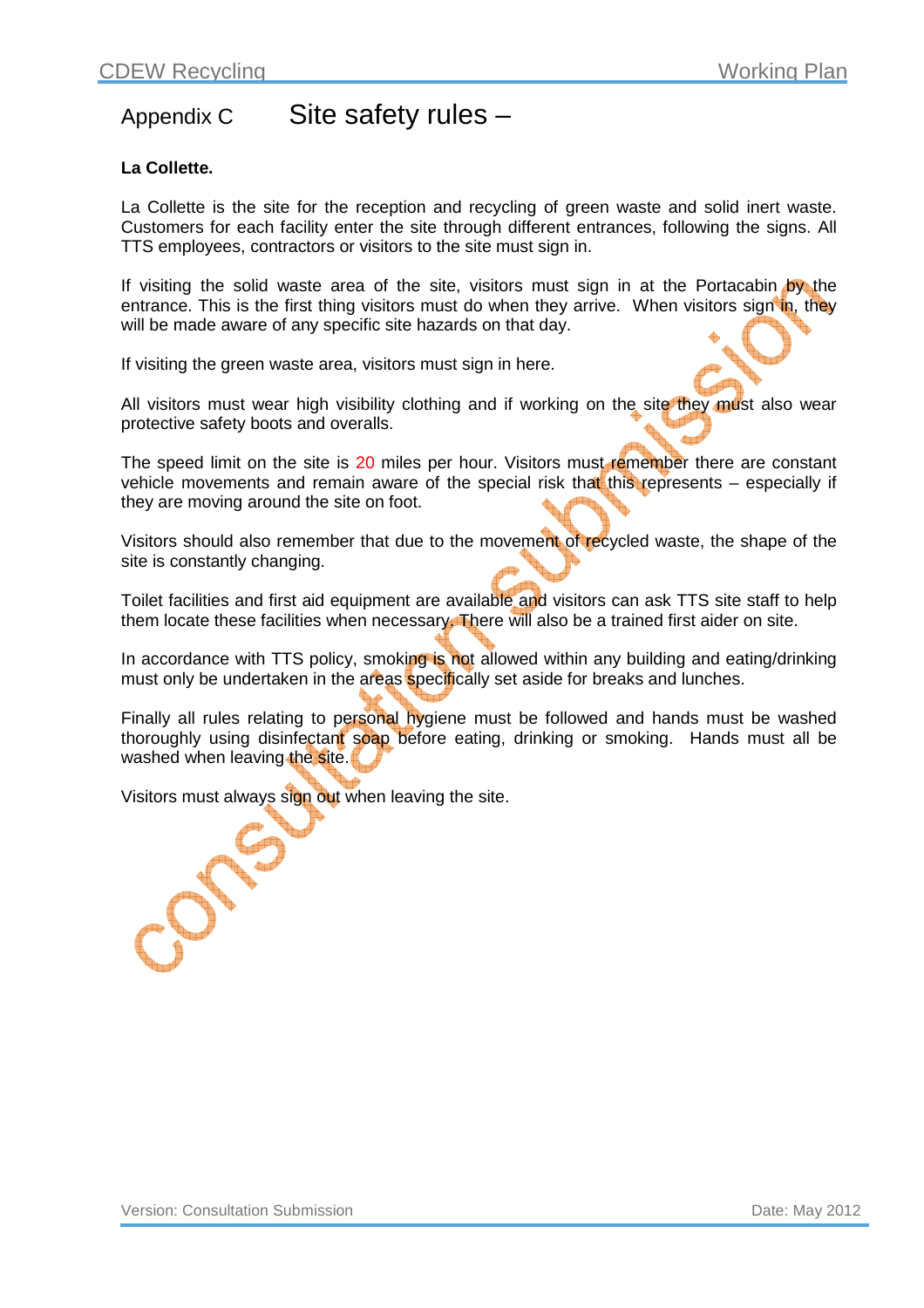# Appendix C Site safety rules –

**La Collette.**

La Collette is the site for the reception and recycling of green waste and solid inert waste. Customers for each facility enter the site through different entrances, following the signs. All TTS employees, contractors or visitors to the site must sign in.

If visiting the solid waste area of the site, visitors must sign in at the Portacabin by the entrance. This is the first thing visitors must do when they arrive. When visitors sign in, they will be made aware of any specific site hazards on that day.

If visiting the green waste area, visitors must sign in here.

All visitors must wear high visibility clothing and if working on the site they must also wear protective safety boots and overalls.

The speed limit on the site is 20 miles per hour. Visitors must remember there are constant vehicle movements and remain aware of the special risk that this represents – especially if they are moving around the site on foot.

Visitors should also remember that due to the movement of recycled waste, the shape of the site is constantly changing.

Toilet facilities and first aid equipment are available and visitors can ask TTS site staff to help them locate these facilities when necessary. There will also be a trained first aider on site.

In accordance with TTS policy, smoking is not allowed within any building and eating/drinking must only be undertaken in the areas specifically set aside for breaks and lunches.

Finally all rules relating to personal hygiene must be followed and hands must be washed thoroughly using disinfectant soap before eating, drinking or smoking. Hands must all be washed when leaving the site.

Visitors must always sign out when leaving the site.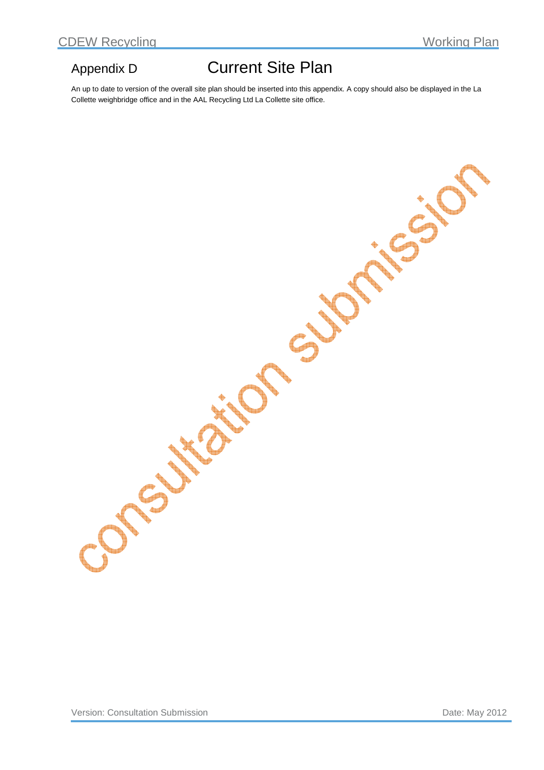# Appendix D Current Site Plan

An up to date to version of the overall site plan should be inserted into this appendix. A copy should also be displayed in the La Collette weighbridge office and in the AAL Recycling Ltd La Collette site office.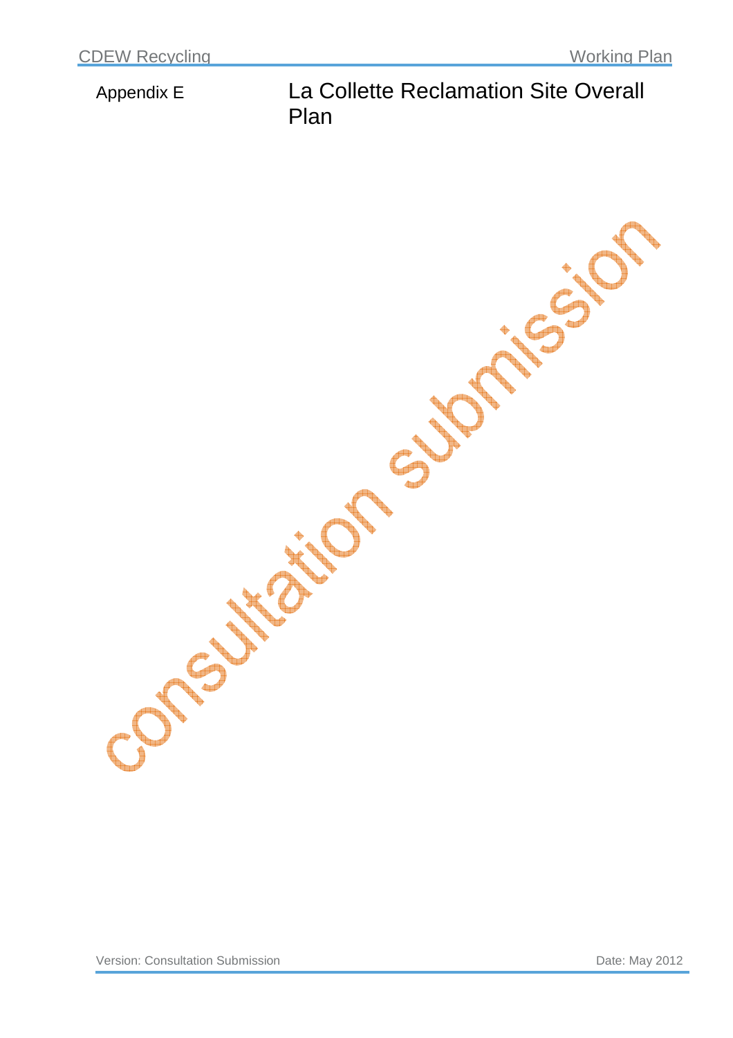Appendix E

# La Collette Reclamation Site Overall Plan

consultation submission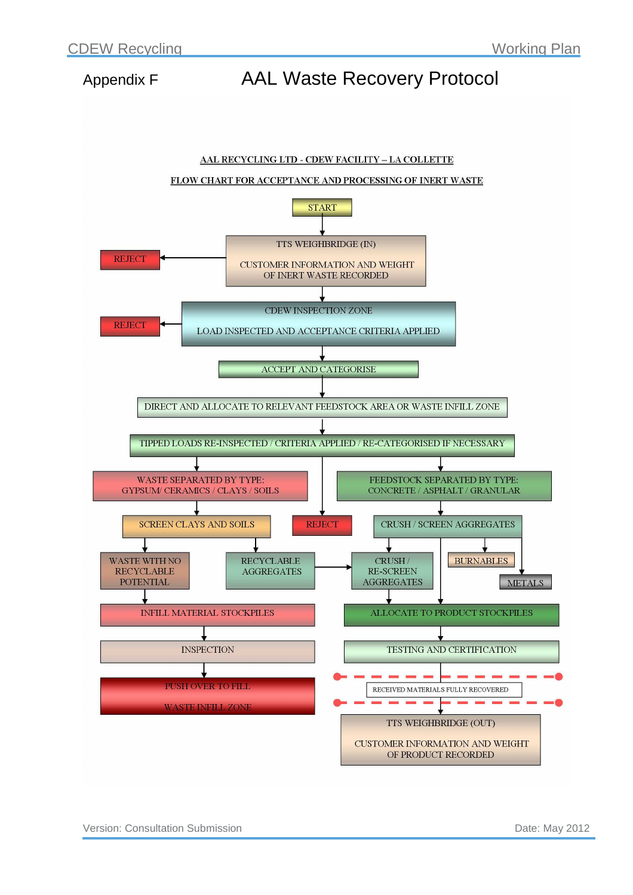# Appendix F AAL Waste Recovery Protocol

AAL RECYCLING LTD - CDEW FACILITY – LA COLLETTE

FLOW CHART FOR ACCEPTANCE AND PROCESSING OF INERT WASTE

START

TTS WEIGHBRIDGE (IN)

CUSTOMER INFORMATION AND WEIGHT OF INERT WASTE RECORDED

REJECT

CDEW INSPECTION ZONE

LOAD INSPECTED AND ACCEPTANCE CRITERIA APPLIED

REJECT

ACCEPT AND CATEGORISE

DIRECT AND ALLOCATE TO RELEVANT FEEDSTOCK AREA OR WASTE INFILL ZONE

TIPPED LOADS RE-INSPECTED / CRITERIA APPLIED / RE-CATEGORISED IF NECESSARY

WASTE SEPARATED BY TYPE: GYPSUM/ CERAMICS / CLAYS / SOILS

REJECT

FEEDSTOCK SEPARATED BY TYPE: CONCRETE / ASPHALT / GRANULAR

SCREEN CLAYS AND SOILS

CRUSH / SCREEN AGGREGATES

WASTE WITH NO RECYCLABLE POTENTIAL

RECYCLABLE AGGREGATES

CRUSH / RE-SCREEN AGGREGATES

BURNABLES

METALS

INFILL MATERIAL STOCKPILES

ALLOCATE TO PRODUCT STOCKPILES

INSPECTION

TESTING AND CERTIFICATION

PUSH OVER TO FILL

WASTE INFILL ZONE

RECEIVED MATERIALS FULLY RECOVERED

TTS WEIGHBRIDGE (OUT)

CUSTOMER INFORMATION AND WEIGHT OF PRODUCT RECORDED